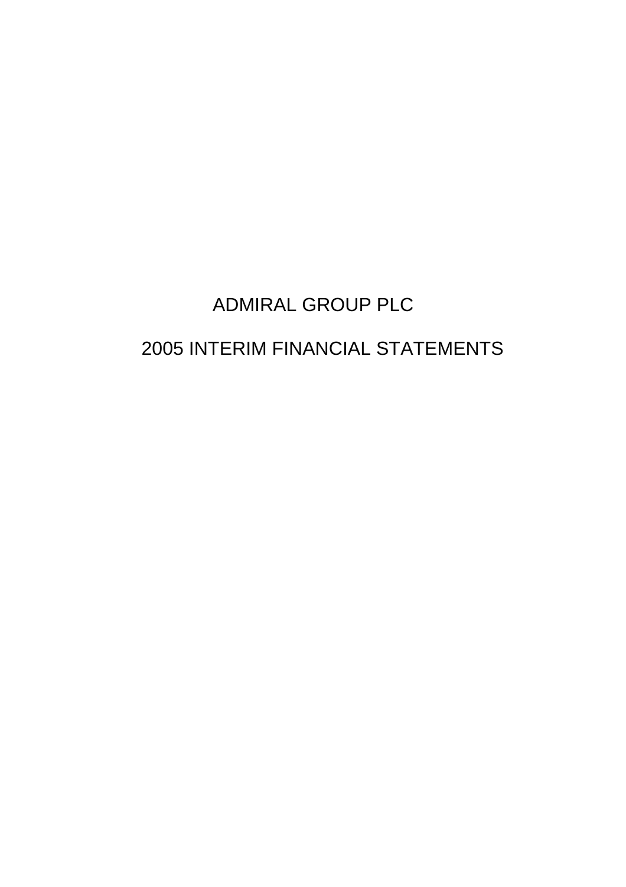# ADMIRAL GROUP PLC

## 2005 INTERIM FINANCIAL STATEMENTS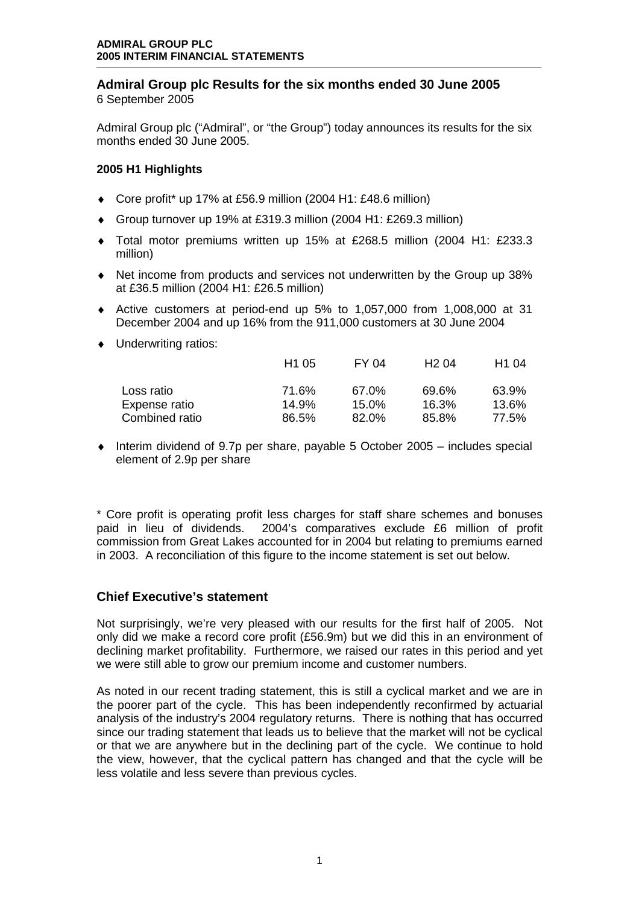# Admiral Group plc Results for the six months ended 30 June 2005

6 September 2005

Admiral Group plc ("Admiral", or "the Group") today announces its results for the six months ended 30 June 2005.

## 2005 H1 Highlights

- Core profit* up 17% at £56.9 million (2004 H1: £48.6 million)
- Group turnover up 19% at £319.3 million (2004 H1: £269.3 million)
- Total motor premiums written up 15% at £268.5 million (2004 H1: £233.3 million)
- Net income from products and services not underwritten by the Group up 38% at £36.5 million (2004 H1: £26.5 million)
- Active customers at period-end up 5% to 1,057,000 from 1,008,000 at 31 December 2004 and up 16% from the 911,000 customers at 30 June 2004
- Underwriting ratios:

| | H1 05 | FY 04 | H2 04 | H1 04 |
|---|---|---|---|---|
| Loss ratio | 71.6% | 67.0% | 69.6% | 63.9% |
| Expense ratio | 14.9% | 15.0% | 16.3% | 13.6% |
| Combined ratio | 86.5% | 82.0% | 85.8% | 77.5% |

- Interim dividend of 9.7p per share, payable 5 October 2005 – includes special element of 2.9p per share

\* Core profit is operating profit less charges for staff share schemes and bonuses paid in lieu of dividends. 2004's comparatives exclude £6 million of profit commission from Great Lakes accounted for in 2004 but relating to premiums earned in 2003. A reconciliation of this figure to the income statement is set out below.

## Chief Executive's statement

Not surprisingly, we're very pleased with our results for the first half of 2005. Not only did we make a record core profit (£56.9m) but we did this in an environment of declining market profitability. Furthermore, we raised our rates in this period and yet we were still able to grow our premium income and customer numbers.

As noted in our recent trading statement, this is still a cyclical market and we are in the poorer part of the cycle. This has been independently reconfirmed by actuarial analysis of the industry's 2004 regulatory returns. There is nothing that has occurred since our trading statement that leads us to believe that the market will not be cyclical or that we are anywhere but in the declining part of the cycle. We continue to hold the view, however, that the cyclical pattern has changed and that the cycle will be less volatile and less severe than previous cycles.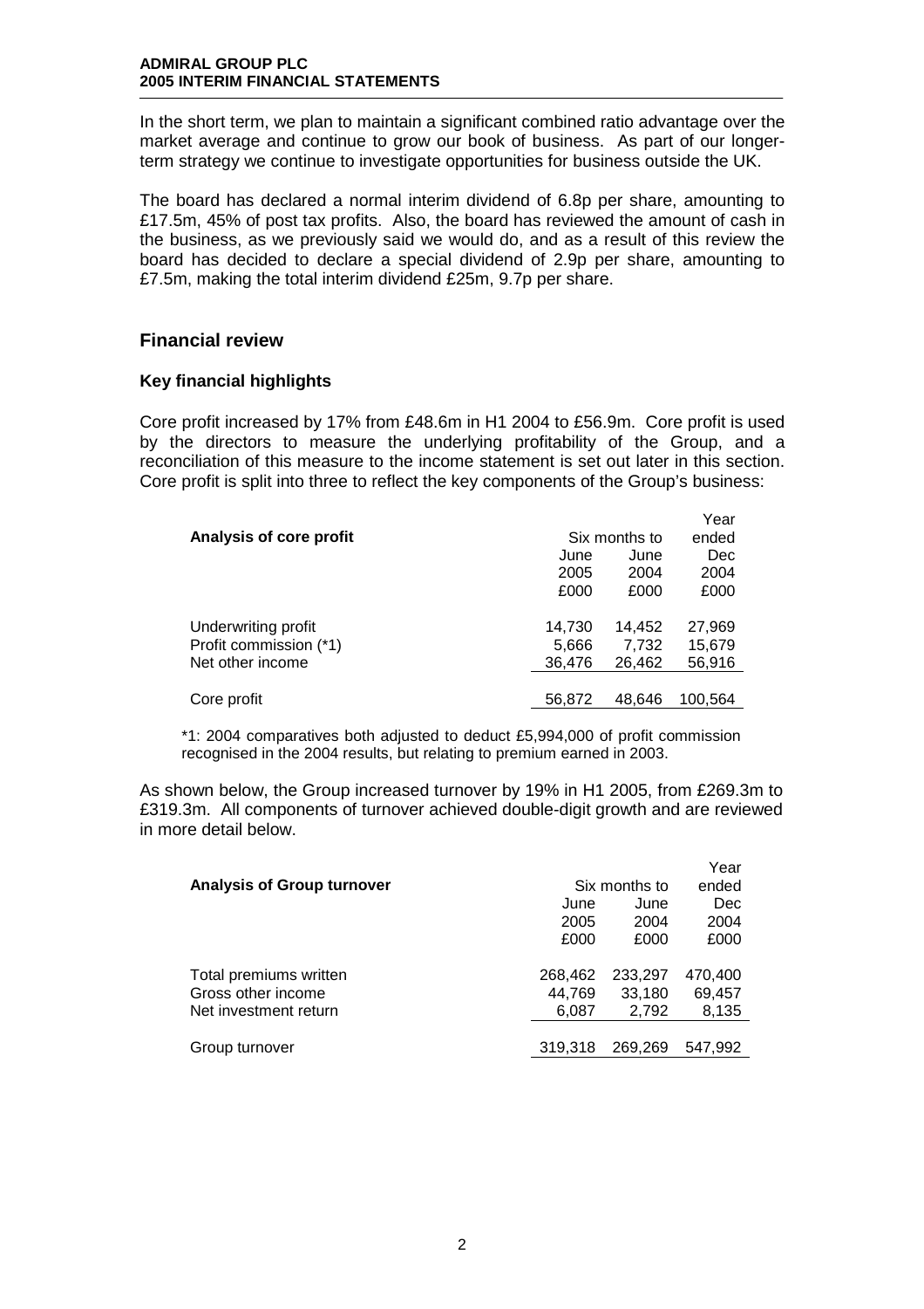In the short term, we plan to maintain a significant combined ratio advantage over the market average and continue to grow our book of business. As part of our longer-term strategy we continue to investigate opportunities for business outside the UK.

The board has declared a normal interim dividend of 6.8p per share, amounting to £17.5m, 45% of post tax profits. Also, the board has reviewed the amount of cash in the business, as we previously said we would do, and as a result of this review the board has decided to declare a special dividend of 2.9p per share, amounting to £7.5m, making the total interim dividend £25m, 9.7p per share.

## Financial review

### Key financial highlights

Core profit increased by 17% from £48.6m in H1 2004 to £56.9m. Core profit is used by the directors to measure the underlying profitability of the Group, and a reconciliation of this measure to the income statement is set out later in this section. Core profit is split into three to reflect the key components of the Group's business:

| **Analysis of core profit** | Six months to | | Year ended |
|---|---|---|---|
| | June 2005 | June 2004 | Dec 2004 |
| | £000 | £000 | £000 |
| Underwriting profit | 14,730 | 14,452 | 27,969 |
| Profit commission (*1) | 5,666 | 7,732 | 15,679 |
| Net other income | 36,476 | 26,462 | 56,916 |
| Core profit | 56,872 | 48,646 | 100,564 |

*1: 2004 comparatives both adjusted to deduct £5,994,000 of profit commission recognised in the 2004 results, but relating to premium earned in 2003.

As shown below, the Group increased turnover by 19% in H1 2005, from £269.3m to £319.3m. All components of turnover achieved double-digit growth and are reviewed in more detail below.

| **Analysis of Group turnover** | Six months to | | Year ended |
|---|---|---|---|
| | June 2005 | June 2004 | Dec 2004 |
| | £000 | £000 | £000 |
| Total premiums written | 268,462 | 233,297 | 470,400 |
| Gross other income | 44,769 | 33,180 | 69,457 |
| Net investment return | 6,087 | 2,792 | 8,135 |
| Group turnover | 319,318 | 269,269 | 547,992 |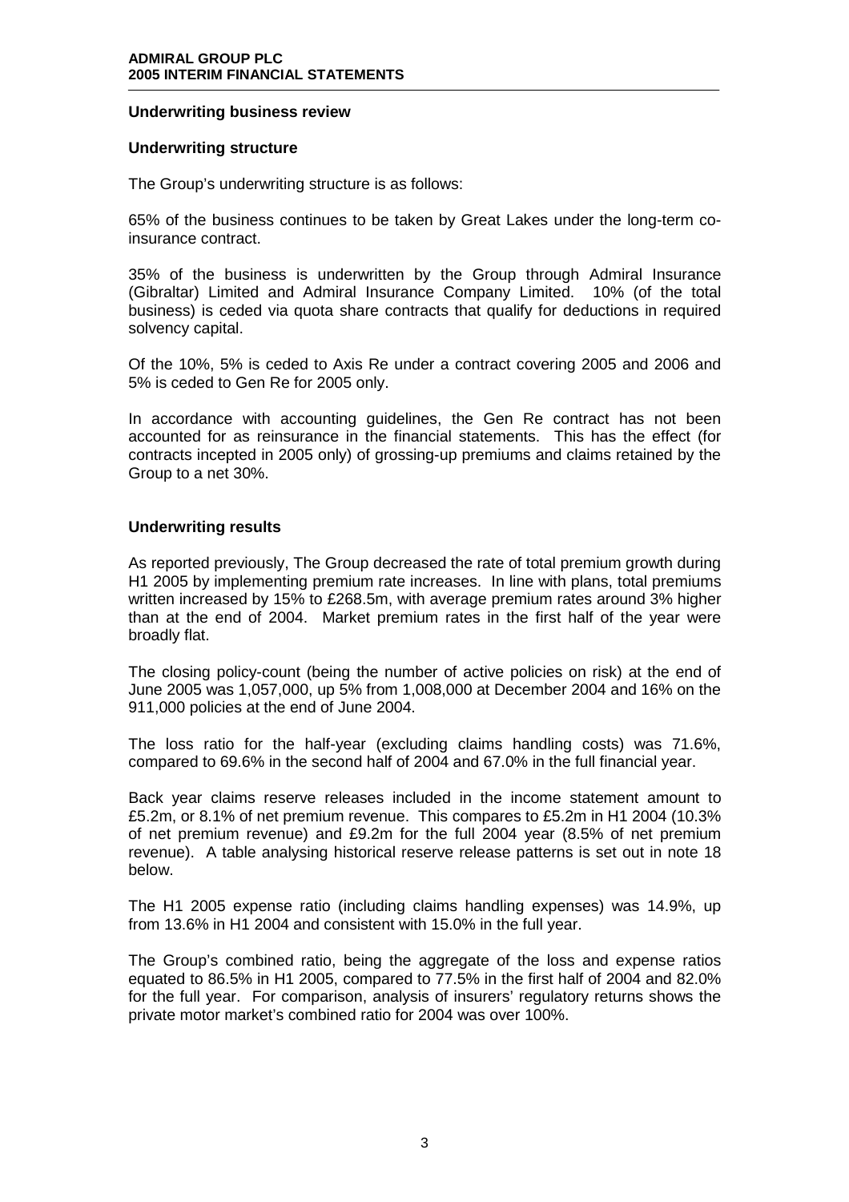## Underwriting business review

### Underwriting structure

The Group's underwriting structure is as follows:

65% of the business continues to be taken by Great Lakes under the long-term co-insurance contract.

35% of the business is underwritten by the Group through Admiral Insurance (Gibraltar) Limited and Admiral Insurance Company Limited. 10% (of the total business) is ceded via quota share contracts that qualify for deductions in required solvency capital.

Of the 10%, 5% is ceded to Axis Re under a contract covering 2005 and 2006 and 5% is ceded to Gen Re for 2005 only.

In accordance with accounting guidelines, the Gen Re contract has not been accounted for as reinsurance in the financial statements. This has the effect (for contracts incepted in 2005 only) of grossing-up premiums and claims retained by the Group to a net 30%.

### Underwriting results

As reported previously, The Group decreased the rate of total premium growth during H1 2005 by implementing premium rate increases. In line with plans, total premiums written increased by 15% to £268.5m, with average premium rates around 3% higher than at the end of 2004. Market premium rates in the first half of the year were broadly flat.

The closing policy-count (being the number of active policies on risk) at the end of June 2005 was 1,057,000, up 5% from 1,008,000 at December 2004 and 16% on the 911,000 policies at the end of June 2004.

The loss ratio for the half-year (excluding claims handling costs) was 71.6%, compared to 69.6% in the second half of 2004 and 67.0% in the full financial year.

Back year claims reserve releases included in the income statement amount to £5.2m, or 8.1% of net premium revenue. This compares to £5.2m in H1 2004 (10.3% of net premium revenue) and £9.2m for the full 2004 year (8.5% of net premium revenue). A table analysing historical reserve release patterns is set out in note 18 below.

The H1 2005 expense ratio (including claims handling expenses) was 14.9%, up from 13.6% in H1 2004 and consistent with 15.0% in the full year.

The Group's combined ratio, being the aggregate of the loss and expense ratios equated to 86.5% in H1 2005, compared to 77.5% in the first half of 2004 and 82.0% for the full year. For comparison, analysis of insurers' regulatory returns shows the private motor market's combined ratio for 2004 was over 100%.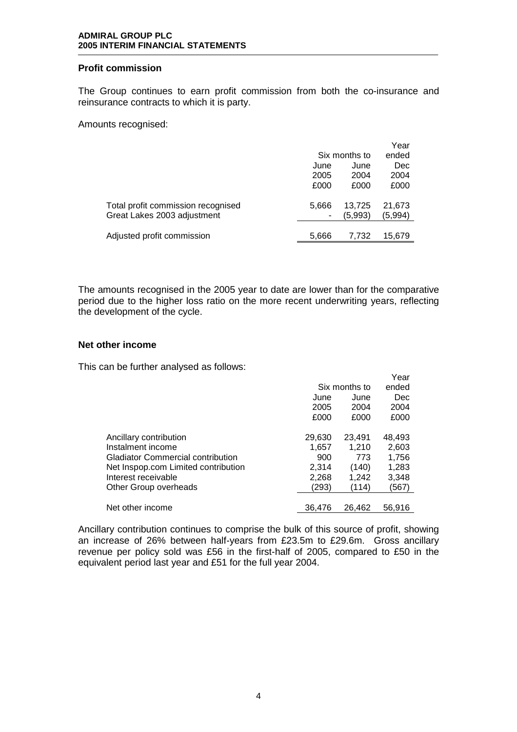## Profit commission

The Group continues to earn profit commission from both the co-insurance and reinsurance contracts to which it is party.

Amounts recognised:

| | Six months to | | Year ended |
|---|---|---|---|
| | June 2005 | June 2004 | Dec 2004 |
| | £000 | £000 | £000 |
| Total profit commission recognised | 5,666 | 13,725 | 21,673 |
| Great Lakes 2003 adjustment | - | (5,993) | (5,994) |
| Adjusted profit commission | 5,666 | 7,732 | 15,679 |

The amounts recognised in the 2005 year to date are lower than for the comparative period due to the higher loss ratio on the more recent underwriting years, reflecting the development of the cycle.

## Net other income

This can be further analysed as follows:

| | Six months to | | Year ended |
|---|---|---|---|
| | June 2005 | June 2004 | Dec 2004 |
| | £000 | £000 | £000 |
| Ancillary contribution | 29,630 | 23,491 | 48,493 |
| Instalment income | 1,657 | 1,210 | 2,603 |
| Gladiator Commercial contribution | 900 | 773 | 1,756 |
| Net Inspop.com Limited contribution | 2,314 | (140) | 1,283 |
| Interest receivable | 2,268 | 1,242 | 3,348 |
| Other Group overheads | (293) | (114) | (567) |
| Net other income | 36,476 | 26,462 | 56,916 |

Ancillary contribution continues to comprise the bulk of this source of profit, showing an increase of 26% between half-years from £23.5m to £29.6m. Gross ancillary revenue per policy sold was £56 in the first-half of 2005, compared to £50 in the equivalent period last year and £51 for the full year 2004.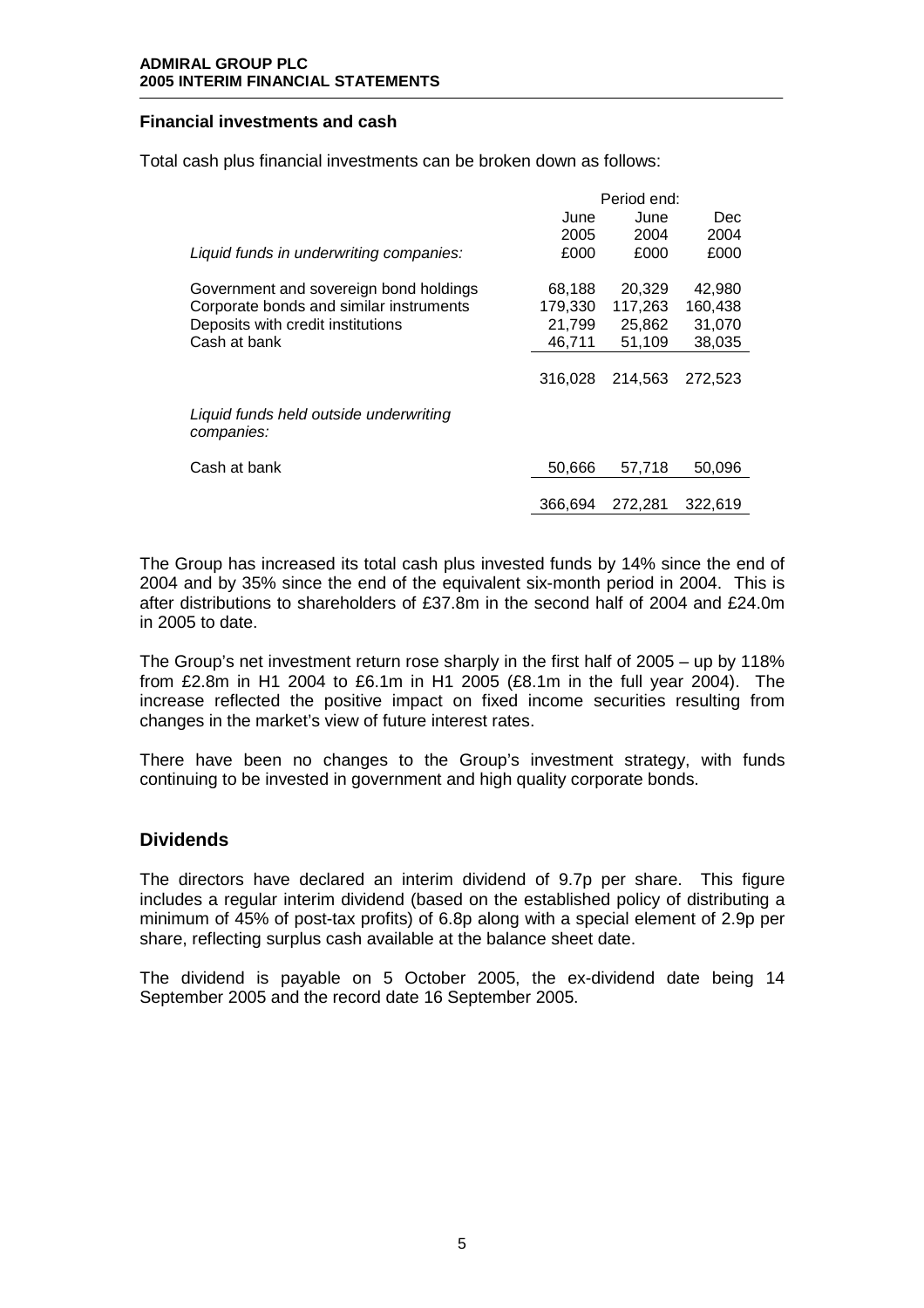### Financial investments and cash

Total cash plus financial investments can be broken down as follows:

| | Period end: | | |
|---|---|---|---|
| | June 2005 | June 2004 | Dec 2004 |
| *Liquid funds in underwriting companies:* | £000 | £000 | £000 |
| Government and sovereign bond holdings | 68,188 | 20,329 | 42,980 |
| Corporate bonds and similar instruments | 179,330 | 117,263 | 160,438 |
| Deposits with credit institutions | 21,799 | 25,862 | 31,070 |
| Cash at bank | 46,711 | 51,109 | 38,035 |
| | 316,028 | 214,563 | 272,523 |
| *Liquid funds held outside underwriting companies:* | | | |
| Cash at bank | 50,666 | 57,718 | 50,096 |
| | 366,694 | 272,281 | 322,619 |

The Group has increased its total cash plus invested funds by 14% since the end of 2004 and by 35% since the end of the equivalent six-month period in 2004. This is after distributions to shareholders of £37.8m in the second half of 2004 and £24.0m in 2005 to date.

The Group's net investment return rose sharply in the first half of 2005 – up by 118% from £2.8m in H1 2004 to £6.1m in H1 2005 (£8.1m in the full year 2004). The increase reflected the positive impact on fixed income securities resulting from changes in the market's view of future interest rates.

There have been no changes to the Group's investment strategy, with funds continuing to be invested in government and high quality corporate bonds.

## Dividends

The directors have declared an interim dividend of 9.7p per share. This figure includes a regular interim dividend (based on the established policy of distributing a minimum of 45% of post-tax profits) of 6.8p along with a special element of 2.9p per share, reflecting surplus cash available at the balance sheet date.

The dividend is payable on 5 October 2005, the ex-dividend date being 14 September 2005 and the record date 16 September 2005.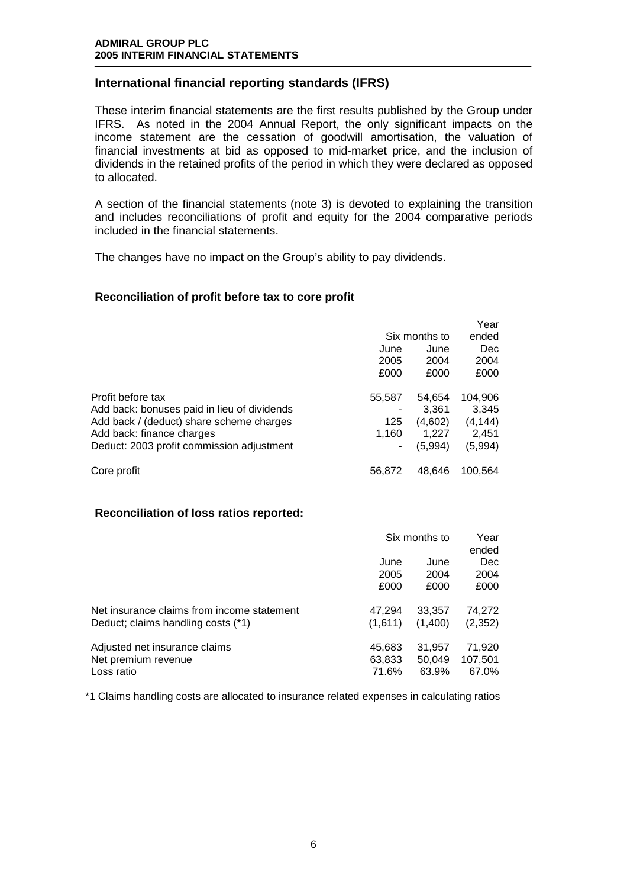## International financial reporting standards (IFRS)

These interim financial statements are the first results published by the Group under IFRS. As noted in the 2004 Annual Report, the only significant impacts on the income statement are the cessation of goodwill amortisation, the valuation of financial investments at bid as opposed to mid-market price, and the inclusion of dividends in the retained profits of the period in which they were declared as opposed to allocated.

A section of the financial statements (note 3) is devoted to explaining the transition and includes reconciliations of profit and equity for the 2004 comparative periods included in the financial statements.

The changes have no impact on the Group's ability to pay dividends.

### Reconciliation of profit before tax to core profit

| | Six months to | | Year ended |
|---|---|---|---|
| | June 2005 | June 2004 | Dec 2004 |
| | £000 | £000 | £000 |
| Profit before tax | 55,587 | 54,654 | 104,906 |
| Add back: bonuses paid in lieu of dividends | - | 3,361 | 3,345 |
| Add back / (deduct) share scheme charges | 125 | (4,602) | (4,144) |
| Add back: finance charges | 1,160 | 1,227 | 2,451 |
| Deduct: 2003 profit commission adjustment | - | (5,994) | (5,994) |
| Core profit | 56,872 | 48,646 | 100,564 |

### Reconciliation of loss ratios reported:

| | Six months to | | Year ended |
|---|---|---|---|
| | June 2005 | June 2004 | Dec 2004 |
| | £000 | £000 | £000 |
| Net insurance claims from income statement | 47,294 | 33,357 | 74,272 |
| Deduct; claims handling costs (*1) | (1,611) | (1,400) | (2,352) |
| Adjusted net insurance claims | 45,683 | 31,957 | 71,920 |
| Net premium revenue | 63,833 | 50,049 | 107,501 |
| Loss ratio | 71.6% | 63.9% | 67.0% |

*1 Claims handling costs are allocated to insurance related expenses in calculating ratios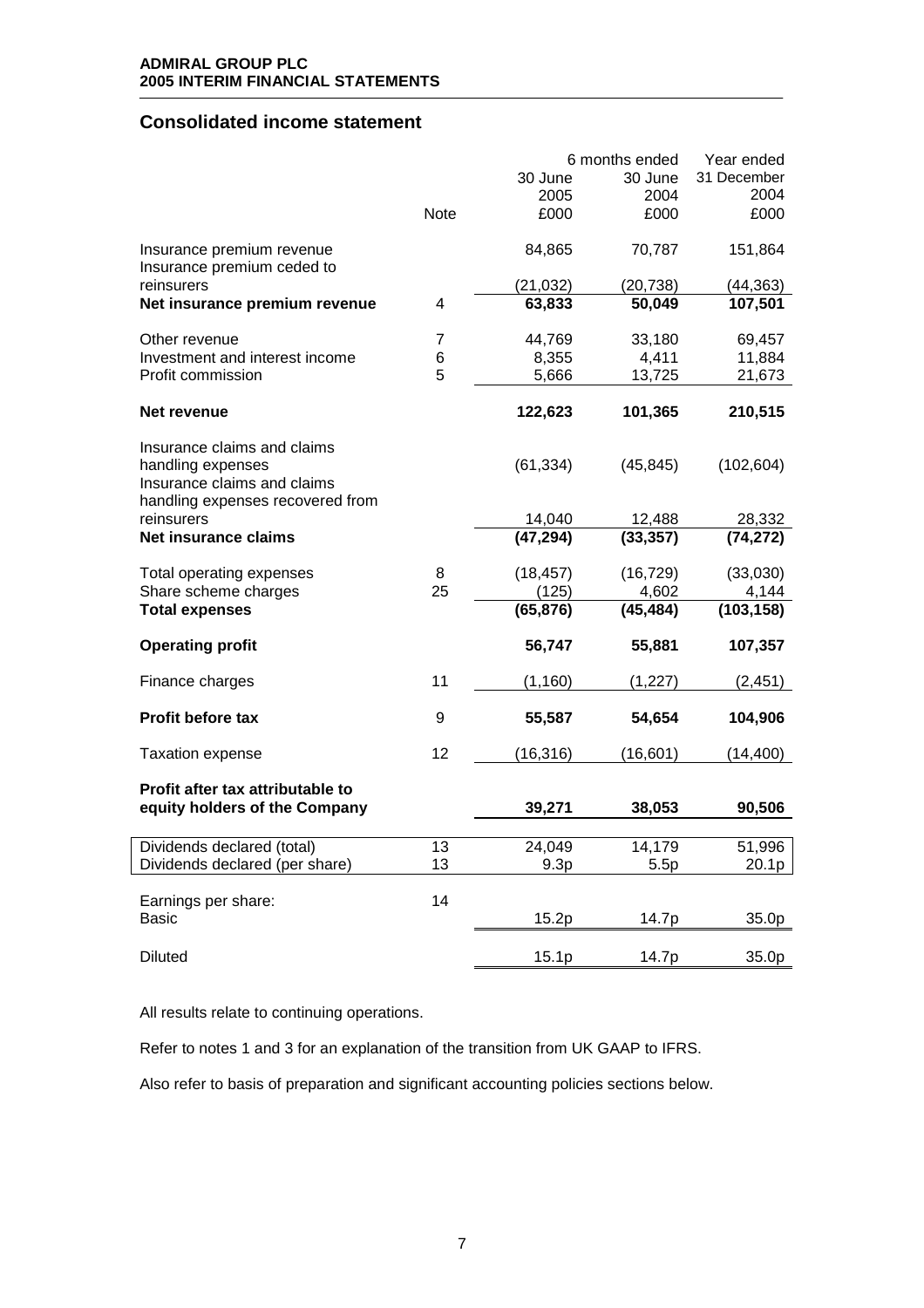**ADMIRAL GROUP PLC**
**2005 INTERIM FINANCIAL STATEMENTS**

## Consolidated income statement

| | Note | 6 months ended 30 June 2005 £000 | 6 months ended 30 June 2004 £000 | Year ended 31 December 2004 £000 |
|---|---|---|---|---|
| Insurance premium revenue | | 84,865 | 70,787 | 151,864 |
| Insurance premium ceded to reinsurers | | (21,032) | (20,738) | (44,363) |
| **Net insurance premium revenue** | 4 | **63,833** | **50,049** | **107,501** |
| Other revenue | 7 | 44,769 | 33,180 | 69,457 |
| Investment and interest income | 6 | 8,355 | 4,411 | 11,884 |
| Profit commission | 5 | 5,666 | 13,725 | 21,673 |
| **Net revenue** | | **122,623** | **101,365** | **210,515** |
| Insurance claims and claims handling expenses | | (61,334) | (45,845) | (102,604) |
| Insurance claims and claims handling expenses recovered from reinsurers | | 14,040 | 12,488 | 28,332 |
| **Net insurance claims** | | **(47,294)** | **(33,357)** | **(74,272)** |
| Total operating expenses | 8 | (18,457) | (16,729) | (33,030) |
| Share scheme charges | 25 | (125) | 4,602 | 4,144 |
| **Total expenses** | | **(65,876)** | **(45,484)** | **(103,158)** |
| **Operating profit** | | **56,747** | **55,881** | **107,357** |
| Finance charges | 11 | (1,160) | (1,227) | (2,451) |
| **Profit before tax** | 9 | **55,587** | **54,654** | **104,906** |
| Taxation expense | 12 | (16,316) | (16,601) | (14,400) |
| **Profit after tax attributable to equity holders of the Company** | | **39,271** | **38,053** | **90,506** |
| Dividends declared (total) | 13 | 24,049 | 14,179 | 51,996 |
| Dividends declared (per share) | 13 | 9.3p | 5.5p | 20.1p |
| Earnings per share: | 14 | | | |
| Basic | | 15.2p | 14.7p | 35.0p |
| Diluted | | 15.1p | 14.7p | 35.0p |

All results relate to continuing operations.

Refer to notes 1 and 3 for an explanation of the transition from UK GAAP to IFRS.

Also refer to basis of preparation and significant accounting policies sections below.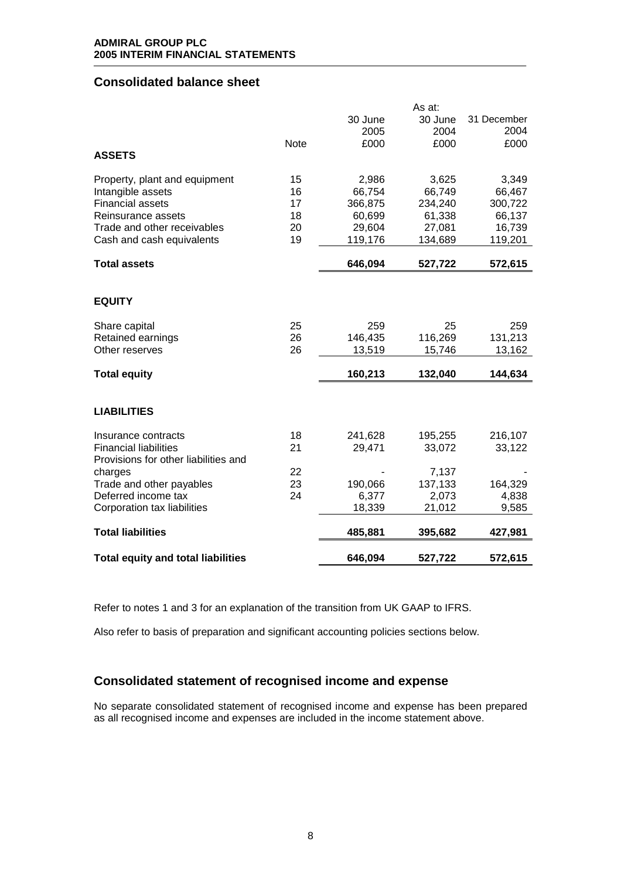## Consolidated balance sheet

| | Note | As at: 30 June 2005 £000 | 30 June 2004 £000 | 31 December 2004 £000 |
|---|---|---|---|---|
| **ASSETS** | | | | |
| Property, plant and equipment | 15 | 2,986 | 3,625 | 3,349 |
| Intangible assets | 16 | 66,754 | 66,749 | 66,467 |
| Financial assets | 17 | 366,875 | 234,240 | 300,722 |
| Reinsurance assets | 18 | 60,699 | 61,338 | 66,137 |
| Trade and other receivables | 20 | 29,604 | 27,081 | 16,739 |
| Cash and cash equivalents | 19 | 119,176 | 134,689 | 119,201 |
| **Total assets** | | **646,094** | **527,722** | **572,615** |
| **EQUITY** | | | | |
| Share capital | 25 | 259 | 25 | 259 |
| Retained earnings | 26 | 146,435 | 116,269 | 131,213 |
| Other reserves | 26 | 13,519 | 15,746 | 13,162 |
| **Total equity** | | **160,213** | **132,040** | **144,634** |
| **LIABILITIES** | | | | |
| Insurance contracts | 18 | 241,628 | 195,255 | 216,107 |
| Financial liabilities | 21 | 29,471 | 33,072 | 33,122 |
| Provisions for other liabilities and charges | 22 | - | 7,137 | - |
| Trade and other payables | 23 | 190,066 | 137,133 | 164,329 |
| Deferred income tax | 24 | 6,377 | 2,073 | 4,838 |
| Corporation tax liabilities | | 18,339 | 21,012 | 9,585 |
| **Total liabilities** | | **485,881** | **395,682** | **427,981** |
| **Total equity and total liabilities** | | **646,094** | **527,722** | **572,615** |

Refer to notes 1 and 3 for an explanation of the transition from UK GAAP to IFRS.

Also refer to basis of preparation and significant accounting policies sections below.

## Consolidated statement of recognised income and expense

No separate consolidated statement of recognised income and expense has been prepared as all recognised income and expenses are included in the income statement above.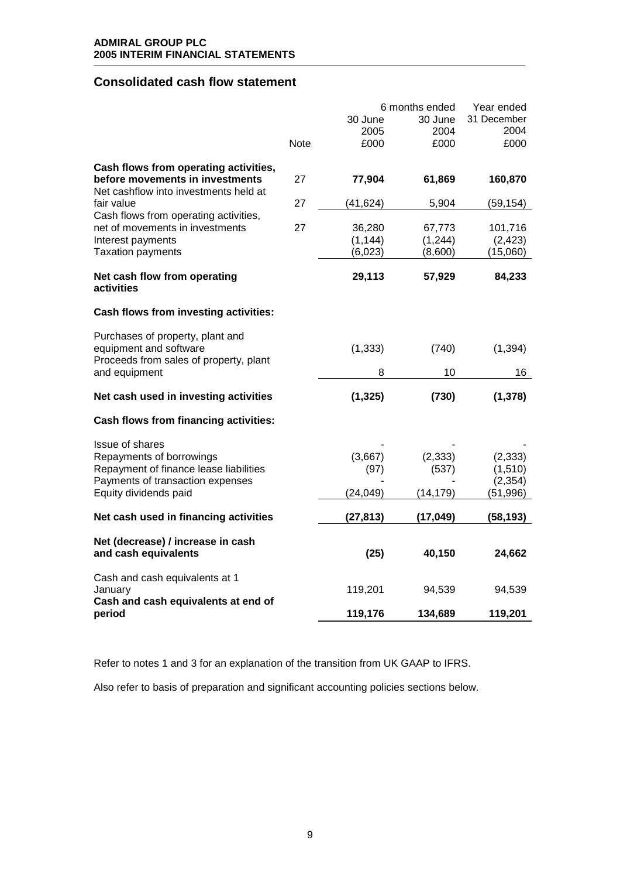## Consolidated cash flow statement

| | Note | 6 months ended 30 June 2005 £000 | 6 months ended 30 June 2004 £000 | Year ended 31 December 2004 £000 |
|---|---|---|---|---|
| **Cash flows from operating activities, before movements in investments** | 27 | **77,904** | **61,869** | **160,870** |
| Net cashflow into investments held at fair value | 27 | (41,624) | 5,904 | (59,154) |
| Cash flows from operating activities, net of movements in investments | 27 | 36,280 | 67,773 | 101,716 |
| Interest payments | | (1,144) | (1,244) | (2,423) |
| Taxation payments | | (6,023) | (8,600) | (15,060) |
| **Net cash flow from operating activities** | | **29,113** | **57,929** | **84,233** |
| **Cash flows from investing activities:** | | | | |
| Purchases of property, plant and equipment and software | | (1,333) | (740) | (1,394) |
| Proceeds from sales of property, plant and equipment | | 8 | 10 | 16 |
| **Net cash used in investing activities** | | **(1,325)** | **(730)** | **(1,378)** |
| **Cash flows from financing activities:** | | | | |
| Issue of shares | | - | - | - |
| Repayments of borrowings | | (3,667) | (2,333) | (2,333) |
| Repayment of finance lease liabilities | | (97) | (537) | (1,510) |
| Payments of transaction expenses | | - | - | (2,354) |
| Equity dividends paid | | (24,049) | (14,179) | (51,996) |
| **Net cash used in financing activities** | | **(27,813)** | **(17,049)** | **(58,193)** |
| **Net (decrease) / increase in cash and cash equivalents** | | **(25)** | **40,150** | **24,662** |
| Cash and cash equivalents at 1 January | | 119,201 | 94,539 | 94,539 |
| **Cash and cash equivalents at end of period** | | **119,176** | **134,689** | **119,201** |

Refer to notes 1 and 3 for an explanation of the transition from UK GAAP to IFRS.

Also refer to basis of preparation and significant accounting policies sections below.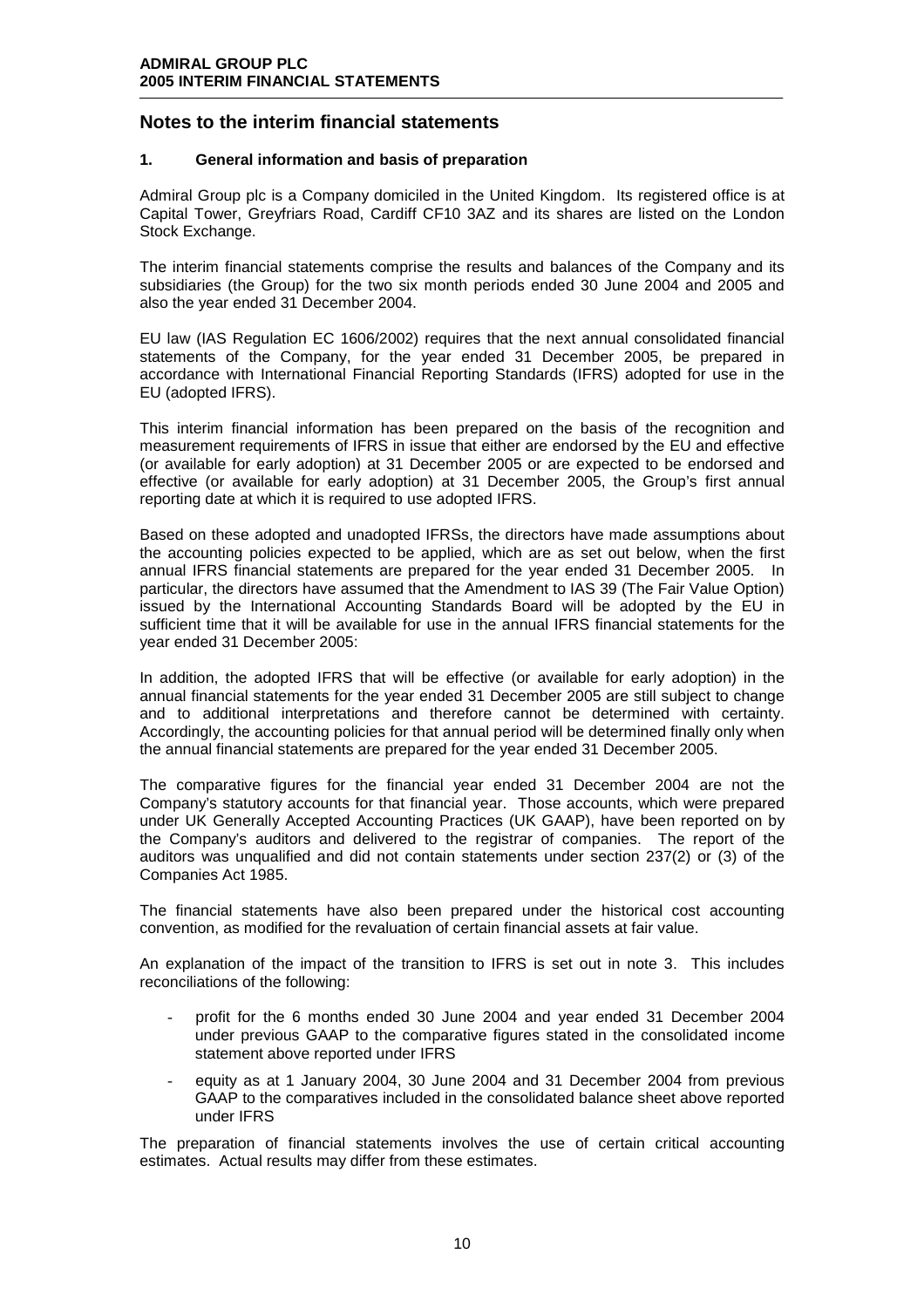# Notes to the interim financial statements

## 1. General information and basis of preparation

Admiral Group plc is a Company domiciled in the United Kingdom. Its registered office is at Capital Tower, Greyfriars Road, Cardiff CF10 3AZ and its shares are listed on the London Stock Exchange.

The interim financial statements comprise the results and balances of the Company and its subsidiaries (the Group) for the two six month periods ended 30 June 2004 and 2005 and also the year ended 31 December 2004.

EU law (IAS Regulation EC 1606/2002) requires that the next annual consolidated financial statements of the Company, for the year ended 31 December 2005, be prepared in accordance with International Financial Reporting Standards (IFRS) adopted for use in the EU (adopted IFRS).

This interim financial information has been prepared on the basis of the recognition and measurement requirements of IFRS in issue that either are endorsed by the EU and effective (or available for early adoption) at 31 December 2005 or are expected to be endorsed and effective (or available for early adoption) at 31 December 2005, the Group's first annual reporting date at which it is required to use adopted IFRS.

Based on these adopted and unadopted IFRSs, the directors have made assumptions about the accounting policies expected to be applied, which are as set out below, when the first annual IFRS financial statements are prepared for the year ended 31 December 2005. In particular, the directors have assumed that the Amendment to IAS 39 (The Fair Value Option) issued by the International Accounting Standards Board will be adopted by the EU in sufficient time that it will be available for use in the annual IFRS financial statements for the year ended 31 December 2005:

In addition, the adopted IFRS that will be effective (or available for early adoption) in the annual financial statements for the year ended 31 December 2005 are still subject to change and to additional interpretations and therefore cannot be determined with certainty. Accordingly, the accounting policies for that annual period will be determined finally only when the annual financial statements are prepared for the year ended 31 December 2005.

The comparative figures for the financial year ended 31 December 2004 are not the Company's statutory accounts for that financial year. Those accounts, which were prepared under UK Generally Accepted Accounting Practices (UK GAAP), have been reported on by the Company's auditors and delivered to the registrar of companies. The report of the auditors was unqualified and did not contain statements under section 237(2) or (3) of the Companies Act 1985.

The financial statements have also been prepared under the historical cost accounting convention, as modified for the revaluation of certain financial assets at fair value.

An explanation of the impact of the transition to IFRS is set out in note 3. This includes reconciliations of the following:

- profit for the 6 months ended 30 June 2004 and year ended 31 December 2004 under previous GAAP to the comparative figures stated in the consolidated income statement above reported under IFRS
- equity as at 1 January 2004, 30 June 2004 and 31 December 2004 from previous GAAP to the comparatives included in the consolidated balance sheet above reported under IFRS

The preparation of financial statements involves the use of certain critical accounting estimates. Actual results may differ from these estimates.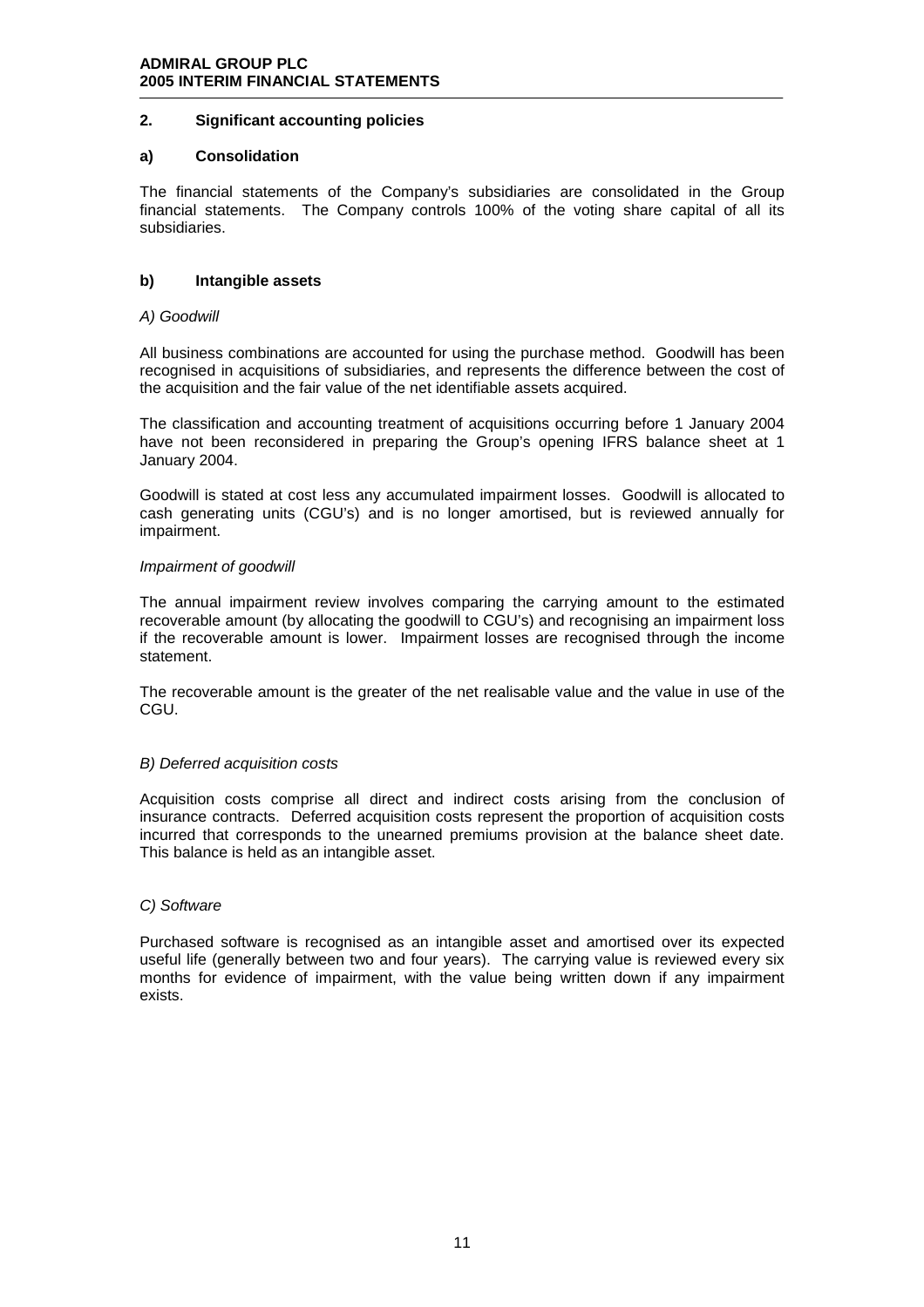## 2. Significant accounting policies

### a) Consolidation

The financial statements of the Company's subsidiaries are consolidated in the Group financial statements. The Company controls 100% of the voting share capital of all its subsidiaries.

### b) Intangible assets

*A) Goodwill*

All business combinations are accounted for using the purchase method. Goodwill has been recognised in acquisitions of subsidiaries, and represents the difference between the cost of the acquisition and the fair value of the net identifiable assets acquired.

The classification and accounting treatment of acquisitions occurring before 1 January 2004 have not been reconsidered in preparing the Group's opening IFRS balance sheet at 1 January 2004.

Goodwill is stated at cost less any accumulated impairment losses. Goodwill is allocated to cash generating units (CGU's) and is no longer amortised, but is reviewed annually for impairment.

*Impairment of goodwill*

The annual impairment review involves comparing the carrying amount to the estimated recoverable amount (by allocating the goodwill to CGU's) and recognising an impairment loss if the recoverable amount is lower. Impairment losses are recognised through the income statement.

The recoverable amount is the greater of the net realisable value and the value in use of the CGU.

*B) Deferred acquisition costs*

Acquisition costs comprise all direct and indirect costs arising from the conclusion of insurance contracts. Deferred acquisition costs represent the proportion of acquisition costs incurred that corresponds to the unearned premiums provision at the balance sheet date. This balance is held as an intangible asset.

*C) Software*

Purchased software is recognised as an intangible asset and amortised over its expected useful life (generally between two and four years). The carrying value is reviewed every six months for evidence of impairment, with the value being written down if any impairment exists.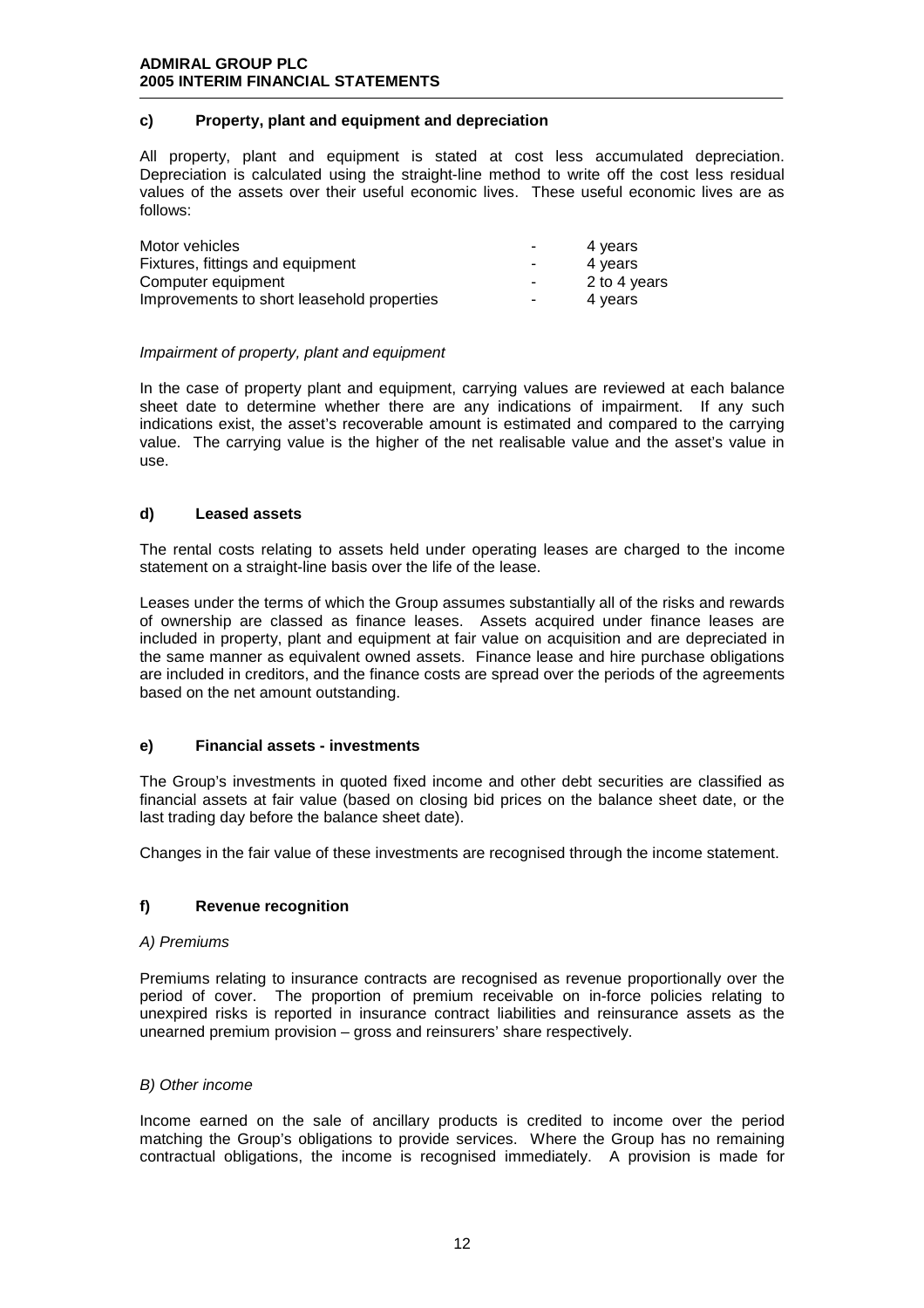### c) Property, plant and equipment and depreciation

All property, plant and equipment is stated at cost less accumulated depreciation. Depreciation is calculated using the straight-line method to write off the cost less residual values of the assets over their useful economic lives. These useful economic lives are as follows:

| | | |
|---|---|---|
| Motor vehicles | - | 4 years |
| Fixtures, fittings and equipment | - | 4 years |
| Computer equipment | - | 2 to 4 years |
| Improvements to short leasehold properties | - | 4 years |

*Impairment of property, plant and equipment*

In the case of property plant and equipment, carrying values are reviewed at each balance sheet date to determine whether there are any indications of impairment. If any such indications exist, the asset's recoverable amount is estimated and compared to the carrying value. The carrying value is the higher of the net realisable value and the asset's value in use.

### d) Leased assets

The rental costs relating to assets held under operating leases are charged to the income statement on a straight-line basis over the life of the lease.

Leases under the terms of which the Group assumes substantially all of the risks and rewards of ownership are classed as finance leases. Assets acquired under finance leases are included in property, plant and equipment at fair value on acquisition and are depreciated in the same manner as equivalent owned assets. Finance lease and hire purchase obligations are included in creditors, and the finance costs are spread over the periods of the agreements based on the net amount outstanding.

### e) Financial assets - investments

The Group's investments in quoted fixed income and other debt securities are classified as financial assets at fair value (based on closing bid prices on the balance sheet date, or the last trading day before the balance sheet date).

Changes in the fair value of these investments are recognised through the income statement.

### f) Revenue recognition

*A) Premiums*

Premiums relating to insurance contracts are recognised as revenue proportionally over the period of cover. The proportion of premium receivable on in-force policies relating to unexpired risks is reported in insurance contract liabilities and reinsurance assets as the unearned premium provision – gross and reinsurers' share respectively.

*B) Other income*

Income earned on the sale of ancillary products is credited to income over the period matching the Group's obligations to provide services. Where the Group has no remaining contractual obligations, the income is recognised immediately. A provision is made for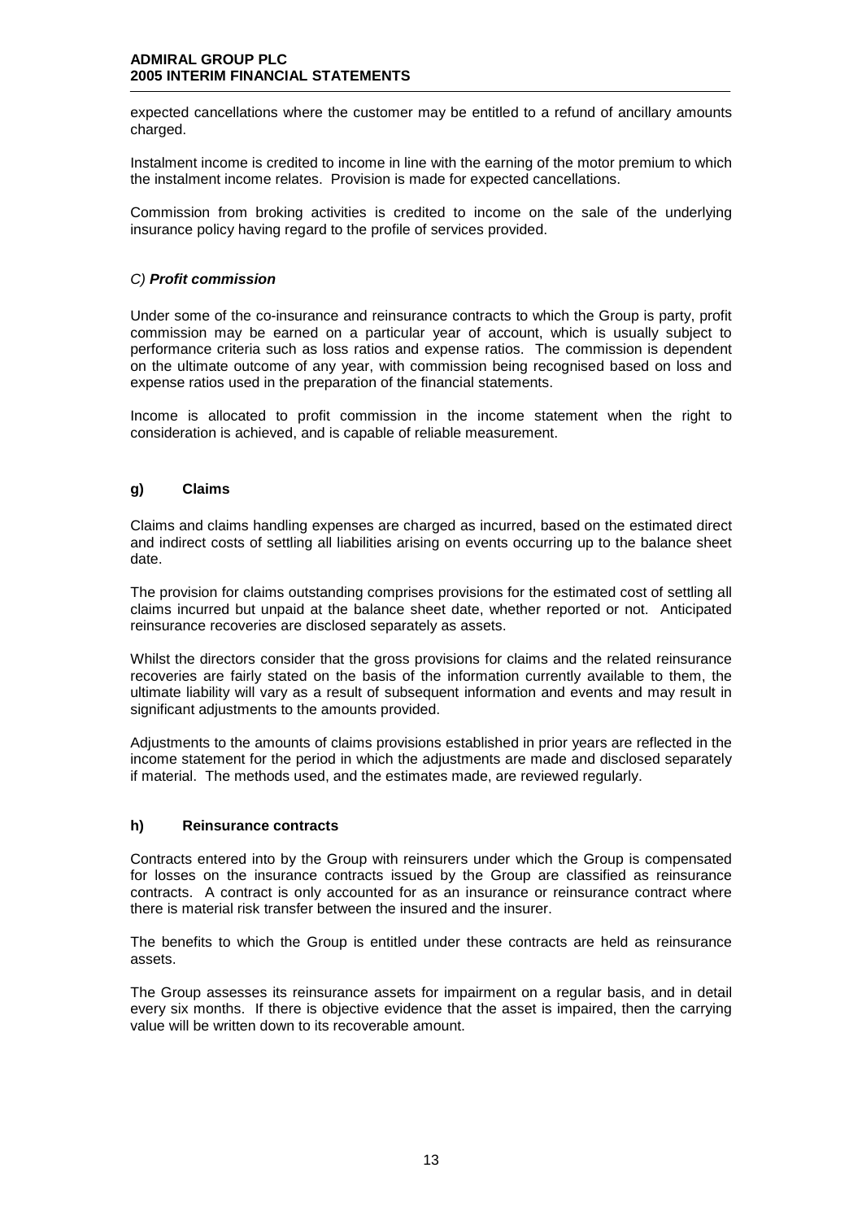expected cancellations where the customer may be entitled to a refund of ancillary amounts charged.

Instalment income is credited to income in line with the earning of the motor premium to which the instalment income relates. Provision is made for expected cancellations.

Commission from broking activities is credited to income on the sale of the underlying insurance policy having regard to the profile of services provided.

*C)* ***Profit commission***

Under some of the co-insurance and reinsurance contracts to which the Group is party, profit commission may be earned on a particular year of account, which is usually subject to performance criteria such as loss ratios and expense ratios. The commission is dependent on the ultimate outcome of any year, with commission being recognised based on loss and expense ratios used in the preparation of the financial statements.

Income is allocated to profit commission in the income statement when the right to consideration is achieved, and is capable of reliable measurement.

### g) Claims

Claims and claims handling expenses are charged as incurred, based on the estimated direct and indirect costs of settling all liabilities arising on events occurring up to the balance sheet date.

The provision for claims outstanding comprises provisions for the estimated cost of settling all claims incurred but unpaid at the balance sheet date, whether reported or not. Anticipated reinsurance recoveries are disclosed separately as assets.

Whilst the directors consider that the gross provisions for claims and the related reinsurance recoveries are fairly stated on the basis of the information currently available to them, the ultimate liability will vary as a result of subsequent information and events and may result in significant adjustments to the amounts provided.

Adjustments to the amounts of claims provisions established in prior years are reflected in the income statement for the period in which the adjustments are made and disclosed separately if material. The methods used, and the estimates made, are reviewed regularly.

### h) Reinsurance contracts

Contracts entered into by the Group with reinsurers under which the Group is compensated for losses on the insurance contracts issued by the Group are classified as reinsurance contracts. A contract is only accounted for as an insurance or reinsurance contract where there is material risk transfer between the insured and the insurer.

The benefits to which the Group is entitled under these contracts are held as reinsurance assets.

The Group assesses its reinsurance assets for impairment on a regular basis, and in detail every six months. If there is objective evidence that the asset is impaired, then the carrying value will be written down to its recoverable amount.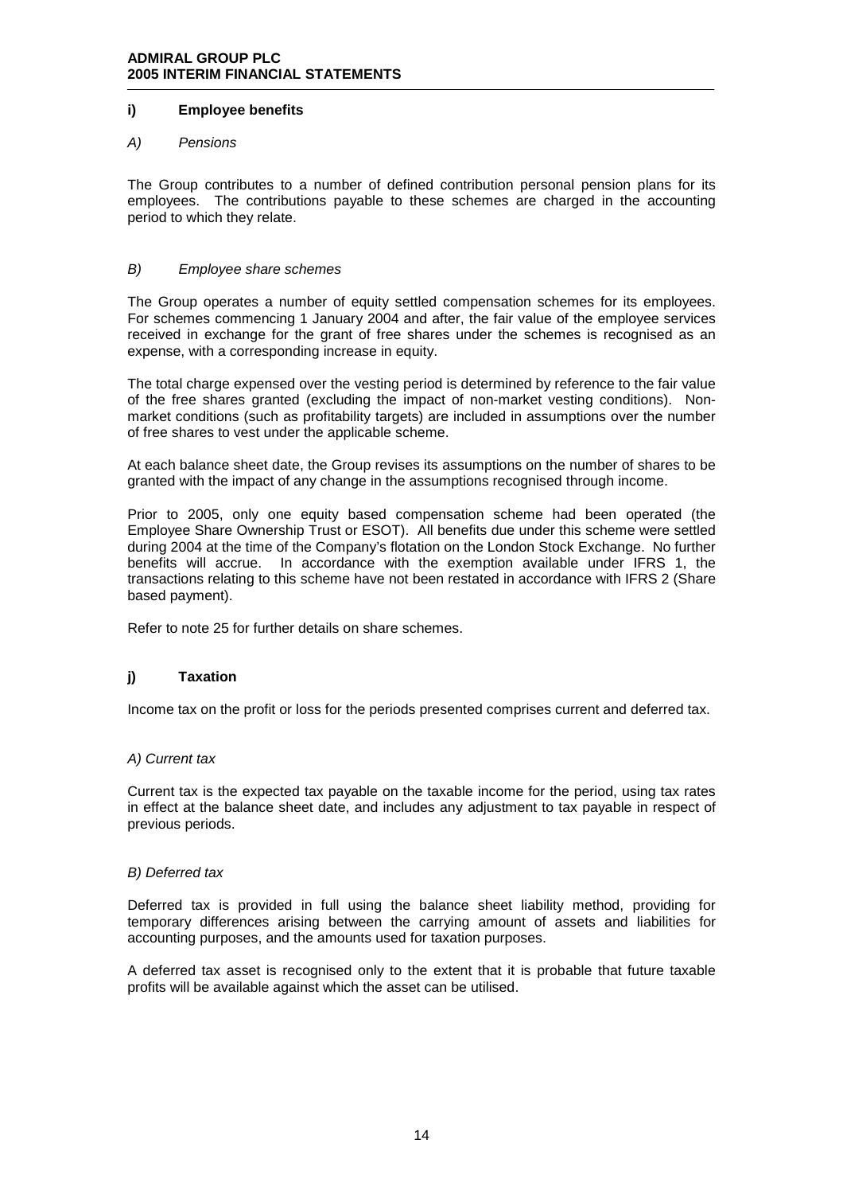## i) Employee benefits

*A) Pensions*

The Group contributes to a number of defined contribution personal pension plans for its employees. The contributions payable to these schemes are charged in the accounting period to which they relate.

*B) Employee share schemes*

The Group operates a number of equity settled compensation schemes for its employees. For schemes commencing 1 January 2004 and after, the fair value of the employee services received in exchange for the grant of free shares under the schemes is recognised as an expense, with a corresponding increase in equity.

The total charge expensed over the vesting period is determined by reference to the fair value of the free shares granted (excluding the impact of non-market vesting conditions). Non-market conditions (such as profitability targets) are included in assumptions over the number of free shares to vest under the applicable scheme.

At each balance sheet date, the Group revises its assumptions on the number of shares to be granted with the impact of any change in the assumptions recognised through income.

Prior to 2005, only one equity based compensation scheme had been operated (the Employee Share Ownership Trust or ESOT). All benefits due under this scheme were settled during 2004 at the time of the Company's flotation on the London Stock Exchange. No further benefits will accrue. In accordance with the exemption available under IFRS 1, the transactions relating to this scheme have not been restated in accordance with IFRS 2 (Share based payment).

Refer to note 25 for further details on share schemes.

## j) Taxation

Income tax on the profit or loss for the periods presented comprises current and deferred tax.

*A) Current tax*

Current tax is the expected tax payable on the taxable income for the period, using tax rates in effect at the balance sheet date, and includes any adjustment to tax payable in respect of previous periods.

*B) Deferred tax*

Deferred tax is provided in full using the balance sheet liability method, providing for temporary differences arising between the carrying amount of assets and liabilities for accounting purposes, and the amounts used for taxation purposes.

A deferred tax asset is recognised only to the extent that it is probable that future taxable profits will be available against which the asset can be utilised.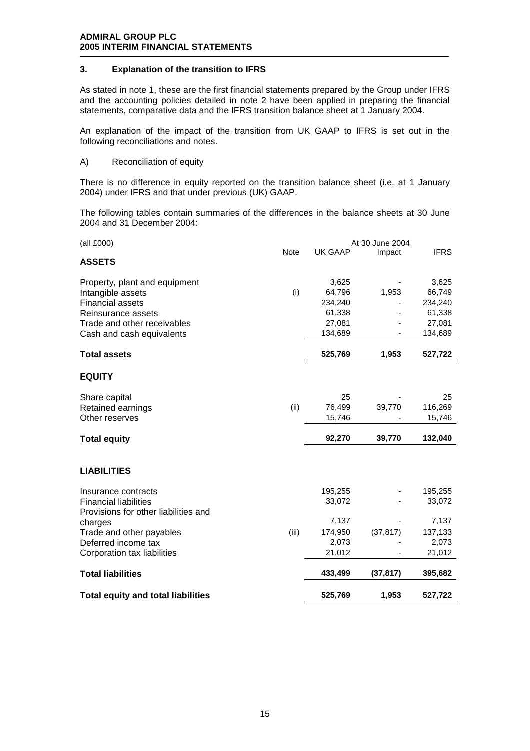**ADMIRAL GROUP PLC**
**2005 INTERIM FINANCIAL STATEMENTS**

### 3. Explanation of the transition to IFRS

As stated in note 1, these are the first financial statements prepared by the Group under IFRS and the accounting policies detailed in note 2 have been applied in preparing the financial statements, comparative data and the IFRS transition balance sheet at 1 January 2004.

An explanation of the impact of the transition from UK GAAP to IFRS is set out in the following reconciliations and notes.

A) Reconciliation of equity

There is no difference in equity reported on the transition balance sheet (i.e. at 1 January 2004) under IFRS and that under previous (UK) GAAP.

The following tables contain summaries of the differences in the balance sheets at 30 June 2004 and 31 December 2004:

| (all £000) | | At 30 June 2004 | | |
|---|---|---|---|---|
| | Note | UK GAAP | Impact | IFRS |
| **ASSETS** | | | | |
| Property, plant and equipment | | 3,625 | - | 3,625 |
| Intangible assets | (i) | 64,796 | 1,953 | 66,749 |
| Financial assets | | 234,240 | - | 234,240 |
| Reinsurance assets | | 61,338 | - | 61,338 |
| Trade and other receivables | | 27,081 | - | 27,081 |
| Cash and cash equivalents | | 134,689 | - | 134,689 |
| **Total assets** | | **525,769** | **1,953** | **527,722** |
| **EQUITY** | | | | |
| Share capital | | 25 | - | 25 |
| Retained earnings | (ii) | 76,499 | 39,770 | 116,269 |
| Other reserves | | 15,746 | - | 15,746 |
| **Total equity** | | **92,270** | **39,770** | **132,040** |
| **LIABILITIES** | | | | |
| Insurance contracts | | 195,255 | - | 195,255 |
| Financial liabilities | | 33,072 | - | 33,072 |
| Provisions for other liabilities and charges | | 7,137 | - | 7,137 |
| Trade and other payables | (iii) | 174,950 | (37,817) | 137,133 |
| Deferred income tax | | 2,073 | - | 2,073 |
| Corporation tax liabilities | | 21,012 | - | 21,012 |
| **Total liabilities** | | **433,499** | **(37,817)** | **395,682** |
| **Total equity and total liabilities** | | **525,769** | **1,953** | **527,722** |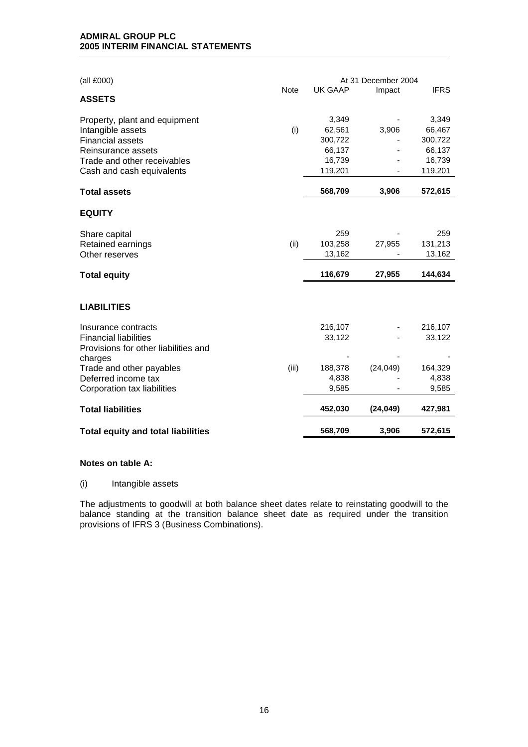| (all £000) | Note | At 31 December 2004 UK GAAP | Impact | IFRS |
|---|---|---|---|---|
| **ASSETS** | | | | |
| Property, plant and equipment | | 3,349 | - | 3,349 |
| Intangible assets | (i) | 62,561 | 3,906 | 66,467 |
| Financial assets | | 300,722 | - | 300,722 |
| Reinsurance assets | | 66,137 | - | 66,137 |
| Trade and other receivables | | 16,739 | - | 16,739 |
| Cash and cash equivalents | | 119,201 | - | 119,201 |
| **Total assets** | | **568,709** | **3,906** | **572,615** |
| **EQUITY** | | | | |
| Share capital | | 259 | - | 259 |
| Retained earnings | (ii) | 103,258 | 27,955 | 131,213 |
| Other reserves | | 13,162 | - | 13,162 |
| **Total equity** | | **116,679** | **27,955** | **144,634** |
| **LIABILITIES** | | | | |
| Insurance contracts | | 216,107 | - | 216,107 |
| Financial liabilities | | 33,122 | - | 33,122 |
| Provisions for other liabilities and charges | | - | - | - |
| Trade and other payables | (iii) | 188,378 | (24,049) | 164,329 |
| Deferred income tax | | 4,838 | - | 4,838 |
| Corporation tax liabilities | | 9,585 | - | 9,585 |
| **Total liabilities** | | **452,030** | **(24,049)** | **427,981** |
| **Total equity and total liabilities** | | **568,709** | **3,906** | **572,615** |

**Notes on table A:**

(i) Intangible assets

The adjustments to goodwill at both balance sheet dates relate to reinstating goodwill to the balance standing at the transition balance sheet date as required under the transition provisions of IFRS 3 (Business Combinations).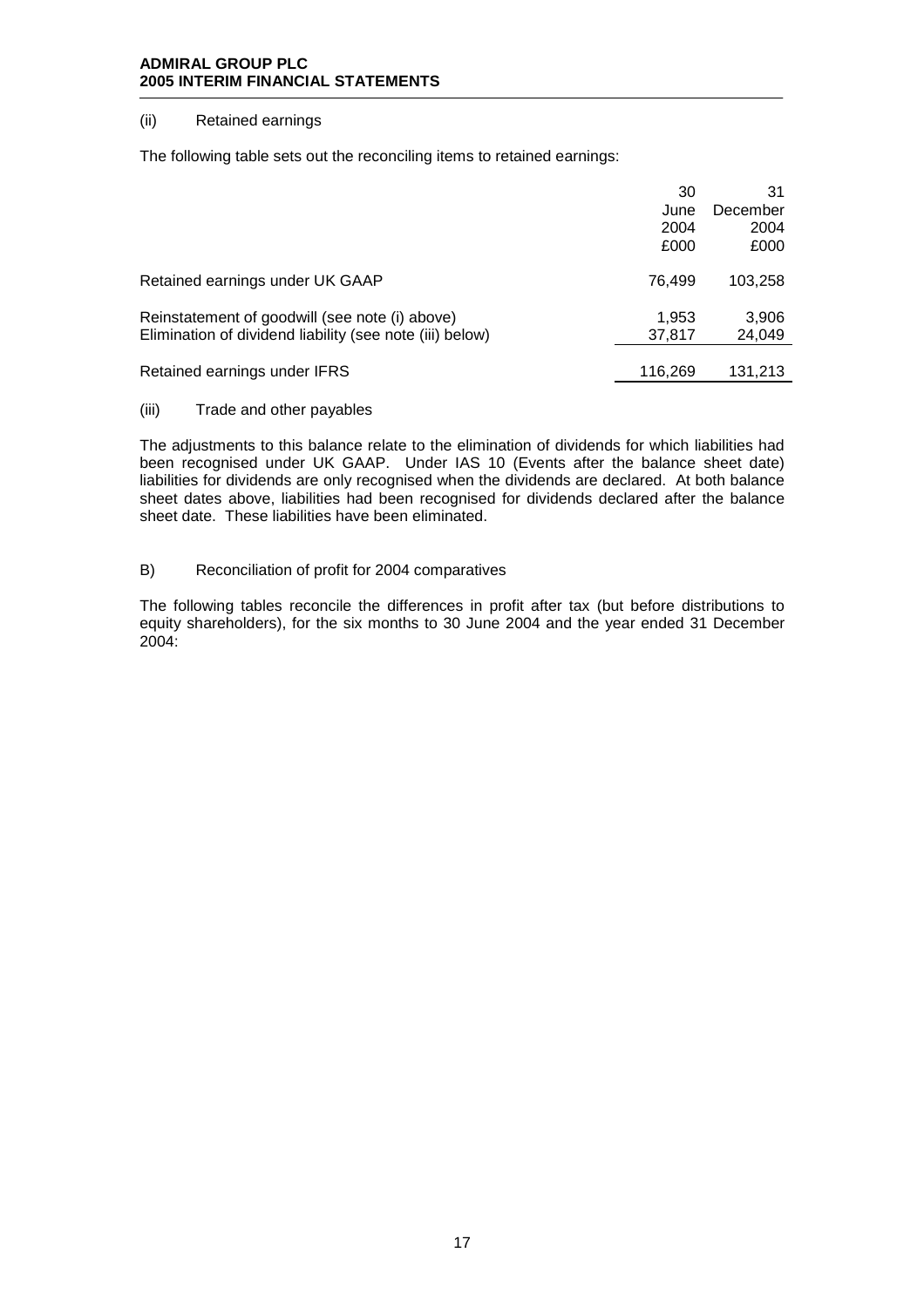(ii) Retained earnings

The following table sets out the reconciling items to retained earnings:

| | 30 June 2004 £000 | 31 December 2004 £000 |
|---|---|---|
| Retained earnings under UK GAAP | 76,499 | 103,258 |
| Reinstatement of goodwill (see note (i) above) | 1,953 | 3,906 |
| Elimination of dividend liability (see note (iii) below) | 37,817 | 24,049 |
| Retained earnings under IFRS | 116,269 | 131,213 |

(iii) Trade and other payables

The adjustments to this balance relate to the elimination of dividends for which liabilities had been recognised under UK GAAP. Under IAS 10 (Events after the balance sheet date) liabilities for dividends are only recognised when the dividends are declared. At both balance sheet dates above, liabilities had been recognised for dividends declared after the balance sheet date. These liabilities have been eliminated.

B) Reconciliation of profit for 2004 comparatives

The following tables reconcile the differences in profit after tax (but before distributions to equity shareholders), for the six months to 30 June 2004 and the year ended 31 December 2004: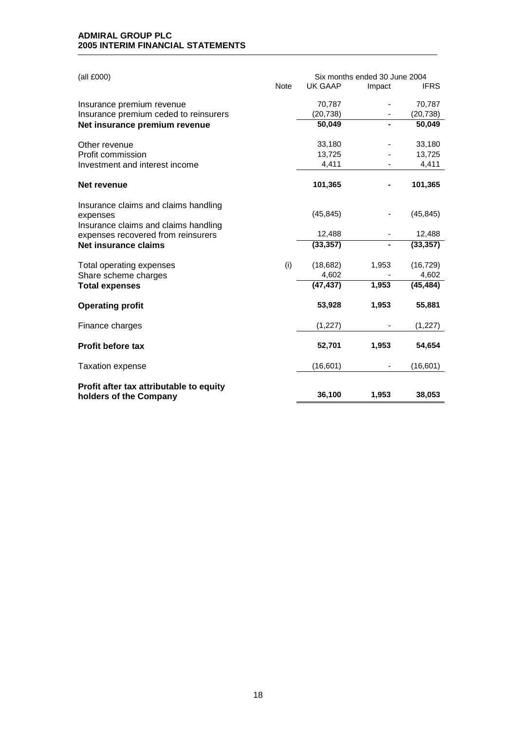| (all £000) | Note | Six months ended 30 June 2004 UK GAAP | Impact | IFRS |
|---|---|---|---|---|
| Insurance premium revenue | | 70,787 | - | 70,787 |
| Insurance premium ceded to reinsurers | | (20,738) | - | (20,738) |
| **Net insurance premium revenue** | | **50,049** | **-** | **50,049** |
| Other revenue | | 33,180 | - | 33,180 |
| Profit commission | | 13,725 | - | 13,725 |
| Investment and interest income | | 4,411 | - | 4,411 |
| **Net revenue** | | **101,365** | **-** | **101,365** |
| Insurance claims and claims handling expenses | | (45,845) | - | (45,845) |
| Insurance claims and claims handling expenses recovered from reinsurers | | 12,488 | - | 12,488 |
| **Net insurance claims** | | **(33,357)** | **-** | **(33,357)** |
| Total operating expenses | (i) | (18,682) | 1,953 | (16,729) |
| Share scheme charges | | 4,602 | - | 4,602 |
| **Total expenses** | | **(47,437)** | **1,953** | **(45,484)** |
| **Operating profit** | | **53,928** | **1,953** | **55,881** |
| Finance charges | | (1,227) | - | (1,227) |
| **Profit before tax** | | **52,701** | **1,953** | **54,654** |
| Taxation expense | | (16,601) | - | (16,601) |
| **Profit after tax attributable to equity holders of the Company** | | **36,100** | **1,953** | **38,053** |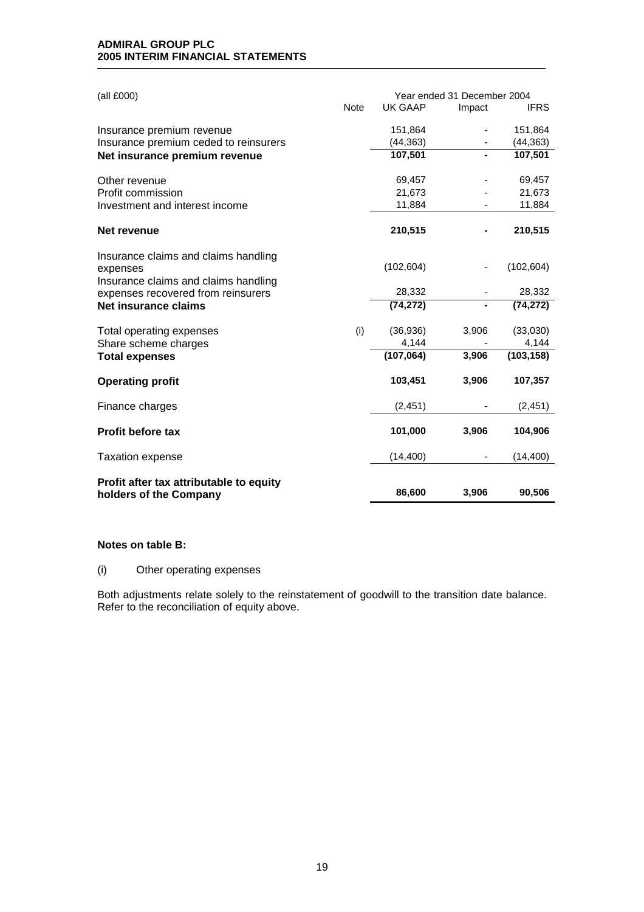| (all £000) | Note | Year ended 31 December 2004 UK GAAP | Impact | IFRS |
|---|---|---|---|---|
| Insurance premium revenue | | 151,864 | - | 151,864 |
| Insurance premium ceded to reinsurers | | (44,363) | - | (44,363) |
| **Net insurance premium revenue** | | 107,501 | - | 107,501 |
| Other revenue | | 69,457 | - | 69,457 |
| Profit commission | | 21,673 | - | 21,673 |
| Investment and interest income | | 11,884 | - | 11,884 |
| **Net revenue** | | **210,515** | **-** | **210,515** |
| Insurance claims and claims handling expenses | | (102,604) | - | (102,604) |
| Insurance claims and claims handling expenses recovered from reinsurers | | 28,332 | - | 28,332 |
| **Net insurance claims** | | **(74,272)** | **-** | **(74,272)** |
| Total operating expenses | (i) | (36,936) | 3,906 | (33,030) |
| Share scheme charges | | 4,144 | - | 4,144 |
| **Total expenses** | | **(107,064)** | **3,906** | **(103,158)** |
| **Operating profit** | | **103,451** | **3,906** | **107,357** |
| Finance charges | | (2,451) | - | (2,451) |
| **Profit before tax** | | **101,000** | **3,906** | **104,906** |
| Taxation expense | | (14,400) | - | (14,400) |
| **Profit after tax attributable to equity holders of the Company** | | **86,600** | **3,906** | **90,506** |

**Notes on table B:**

(i) Other operating expenses

Both adjustments relate solely to the reinstatement of goodwill to the transition date balance. Refer to the reconciliation of equity above.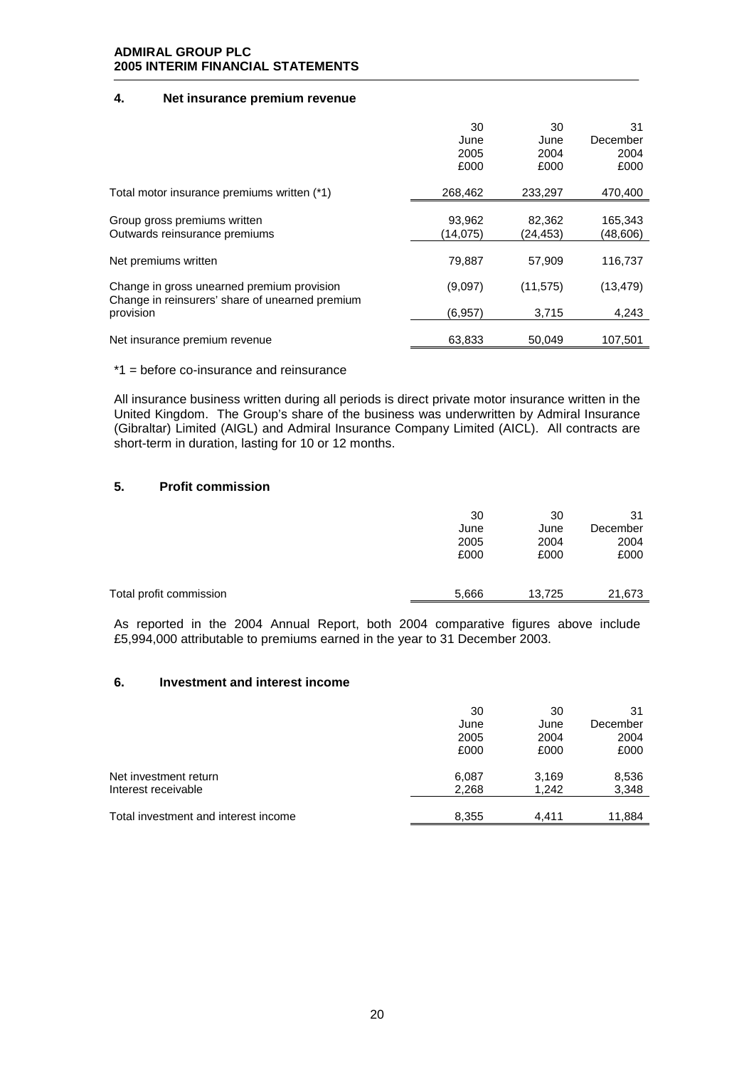## 4. Net insurance premium revenue

| | 30 June 2005 £000 | 30 June 2004 £000 | 31 December 2004 £000 |
|---|---|---|---|
| Total motor insurance premiums written (*1) | 268,462 | 233,297 | 470,400 |
| Group gross premiums written | 93,962 | 82,362 | 165,343 |
| Outwards reinsurance premiums | (14,075) | (24,453) | (48,606) |
| Net premiums written | 79,887 | 57,909 | 116,737 |
| Change in gross unearned premium provision | (9,097) | (11,575) | (13,479) |
| Change in reinsurers' share of unearned premium provision | (6,957) | 3,715 | 4,243 |
| Net insurance premium revenue | 63,833 | 50,049 | 107,501 |

*1 = before co-insurance and reinsurance

All insurance business written during all periods is direct private motor insurance written in the United Kingdom. The Group's share of the business was underwritten by Admiral Insurance (Gibraltar) Limited (AIGL) and Admiral Insurance Company Limited (AICL). All contracts are short-term in duration, lasting for 10 or 12 months.

## 5. Profit commission

| | 30 June 2005 £000 | 30 June 2004 £000 | 31 December 2004 £000 |
|---|---|---|---|
| Total profit commission | 5,666 | 13,725 | 21,673 |

As reported in the 2004 Annual Report, both 2004 comparative figures above include £5,994,000 attributable to premiums earned in the year to 31 December 2003.

## 6. Investment and interest income

| | 30 June 2005 £000 | 30 June 2004 £000 | 31 December 2004 £000 |
|---|---|---|---|
| Net investment return | 6,087 | 3,169 | 8,536 |
| Interest receivable | 2,268 | 1,242 | 3,348 |
| Total investment and interest income | 8,355 | 4,411 | 11,884 |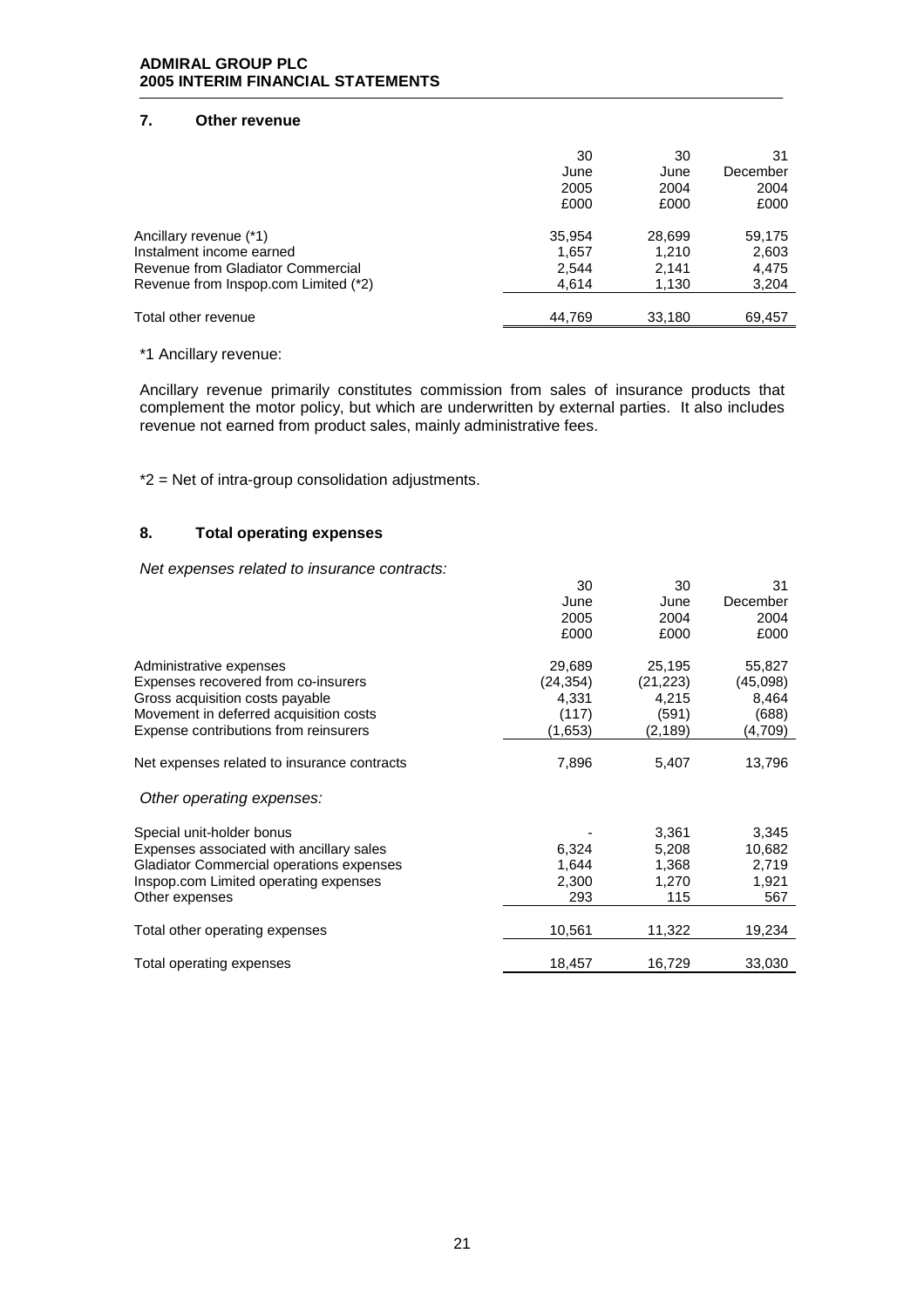## 7. Other revenue

| | 30 June 2005 £000 | 30 June 2004 £000 | 31 December 2004 £000 |
|---|---|---|---|
| Ancillary revenue (*1) | 35,954 | 28,699 | 59,175 |
| Instalment income earned | 1,657 | 1,210 | 2,603 |
| Revenue from Gladiator Commercial | 2,544 | 2,141 | 4,475 |
| Revenue from Inspop.com Limited (*2) | 4,614 | 1,130 | 3,204 |
| Total other revenue | 44,769 | 33,180 | 69,457 |

*1 Ancillary revenue:

Ancillary revenue primarily constitutes commission from sales of insurance products that complement the motor policy, but which are underwritten by external parties. It also includes revenue not earned from product sales, mainly administrative fees.

*2 = Net of intra-group consolidation adjustments.

## 8. Total operating expenses

*Net expenses related to insurance contracts:*

| | 30 June 2005 £000 | 30 June 2004 £000 | 31 December 2004 £000 |
|---|---|---|---|
| Administrative expenses | 29,689 | 25,195 | 55,827 |
| Expenses recovered from co-insurers | (24,354) | (21,223) | (45,098) |
| Gross acquisition costs payable | 4,331 | 4,215 | 8,464 |
| Movement in deferred acquisition costs | (117) | (591) | (688) |
| Expense contributions from reinsurers | (1,653) | (2,189) | (4,709) |
| Net expenses related to insurance contracts | 7,896 | 5,407 | 13,796 |
| *Other operating expenses:* | | | |
| Special unit-holder bonus | - | 3,361 | 3,345 |
| Expenses associated with ancillary sales | 6,324 | 5,208 | 10,682 |
| Gladiator Commercial operations expenses | 1,644 | 1,368 | 2,719 |
| Inspop.com Limited operating expenses | 2,300 | 1,270 | 1,921 |
| Other expenses | 293 | 115 | 567 |
| Total other operating expenses | 10,561 | 11,322 | 19,234 |
| Total operating expenses | 18,457 | 16,729 | 33,030 |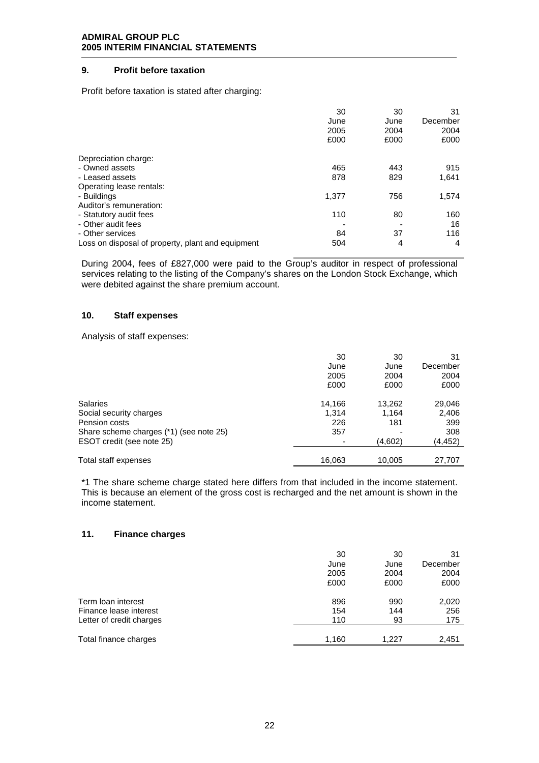### 9. Profit before taxation

Profit before taxation is stated after charging:

| | 30 June 2005 £000 | 30 June 2004 £000 | 31 December 2004 £000 |
|---|---|---|---|
| Depreciation charge: | | | |
| - Owned assets | 465 | 443 | 915 |
| - Leased assets | 878 | 829 | 1,641 |
| Operating lease rentals: | | | |
| - Buildings | 1,377 | 756 | 1,574 |
| Auditor's remuneration: | | | |
| - Statutory audit fees | 110 | 80 | 160 |
| - Other audit fees | - | - | 16 |
| - Other services | 84 | 37 | 116 |
| Loss on disposal of property, plant and equipment | 504 | 4 | 4 |

During 2004, fees of £827,000 were paid to the Group's auditor in respect of professional services relating to the listing of the Company's shares on the London Stock Exchange, which were debited against the share premium account.

### 10. Staff expenses

Analysis of staff expenses:

| | 30 June 2005 £000 | 30 June 2004 £000 | 31 December 2004 £000 |
|---|---|---|---|
| Salaries | 14,166 | 13,262 | 29,046 |
| Social security charges | 1,314 | 1,164 | 2,406 |
| Pension costs | 226 | 181 | 399 |
| Share scheme charges (*1) (see note 25) | 357 | - | 308 |
| ESOT credit (see note 25) | - | (4,602) | (4,452) |
| Total staff expenses | 16,063 | 10,005 | 27,707 |

*1 The share scheme charge stated here differs from that included in the income statement. This is because an element of the gross cost is recharged and the net amount is shown in the income statement.

### 11. Finance charges

| | 30 June 2005 £000 | 30 June 2004 £000 | 31 December 2004 £000 |
|---|---|---|---|
| Term loan interest | 896 | 990 | 2,020 |
| Finance lease interest | 154 | 144 | 256 |
| Letter of credit charges | 110 | 93 | 175 |
| Total finance charges | 1,160 | 1,227 | 2,451 |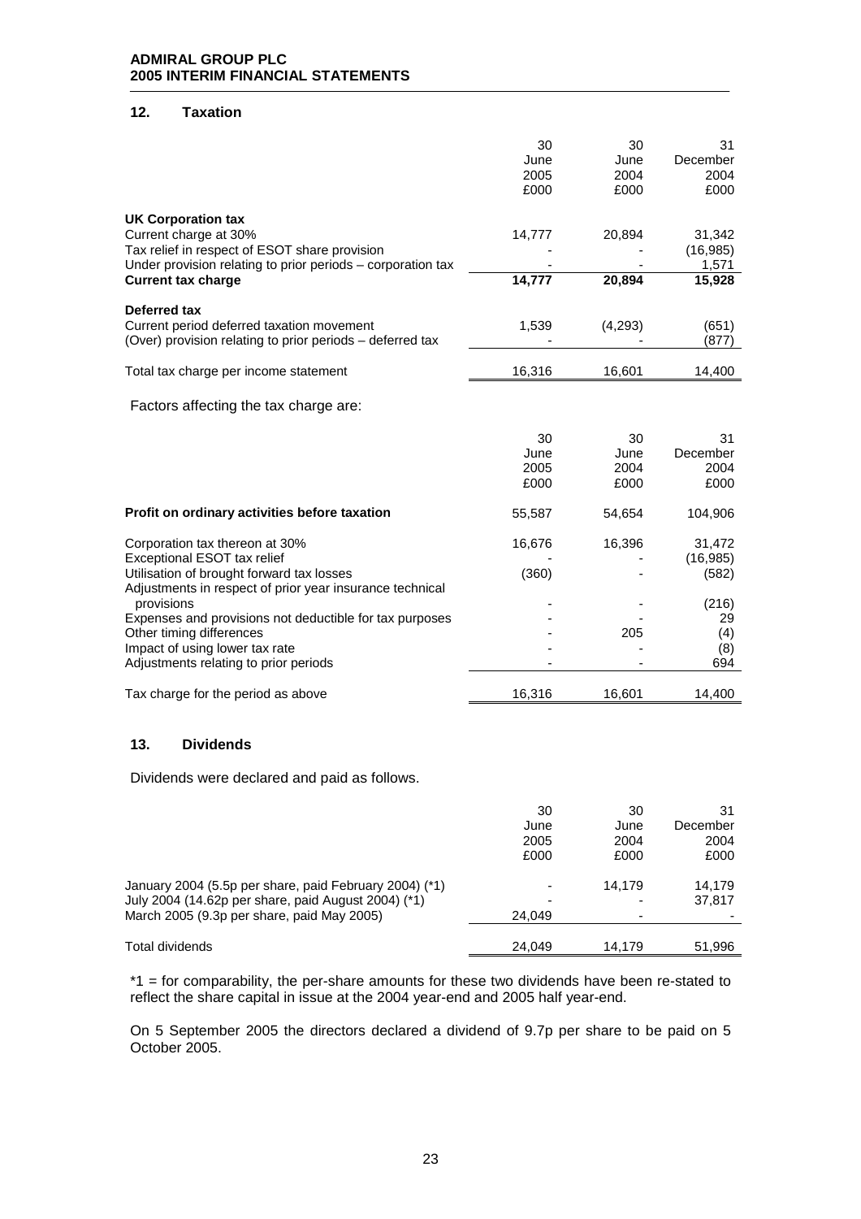## 12. Taxation

| | 30 June 2005 £000 | 30 June 2004 £000 | 31 December 2004 £000 |
|---|---|---|---|
| **UK Corporation tax** | | | |
| Current charge at 30% | 14,777 | 20,894 | 31,342 |
| Tax relief in respect of ESOT share provision | - | - | (16,985) |
| Under provision relating to prior periods – corporation tax | - | - | 1,571 |
| **Current tax charge** | **14,777** | **20,894** | **15,928** |
| **Deferred tax** | | | |
| Current period deferred taxation movement | 1,539 | (4,293) | (651) |
| (Over) provision relating to prior periods – deferred tax | - | - | (877) |
| Total tax charge per income statement | 16,316 | 16,601 | 14,400 |

Factors affecting the tax charge are:

| | 30 June 2005 £000 | 30 June 2004 £000 | 31 December 2004 £000 |
|---|---|---|---|
| **Profit on ordinary activities before taxation** | 55,587 | 54,654 | 104,906 |
| Corporation tax thereon at 30% | 16,676 | 16,396 | 31,472 |
| Exceptional ESOT tax relief | - | - | (16,985) |
| Utilisation of brought forward tax losses | (360) | - | (582) |
| Adjustments in respect of prior year insurance technical provisions | - | - | (216) |
| Expenses and provisions not deductible for tax purposes | - | - | 29 |
| Other timing differences | - | 205 | (4) |
| Impact of using lower tax rate | - | - | (8) |
| Adjustments relating to prior periods | - | - | 694 |
| Tax charge for the period as above | 16,316 | 16,601 | 14,400 |

## 13. Dividends

Dividends were declared and paid as follows.

| | 30 June 2005 £000 | 30 June 2004 £000 | 31 December 2004 £000 |
|---|---|---|---|
| January 2004 (5.5p per share, paid February 2004) (*1) | - | 14,179 | 14,179 |
| July 2004 (14.62p per share, paid August 2004) (*1) | - | - | 37,817 |
| March 2005 (9.3p per share, paid May 2005) | 24,049 | - | - |
| Total dividends | 24,049 | 14,179 | 51,996 |

*1 = for comparability, the per-share amounts for these two dividends have been re-stated to reflect the share capital in issue at the 2004 year-end and 2005 half year-end.

On 5 September 2005 the directors declared a dividend of 9.7p per share to be paid on 5 October 2005.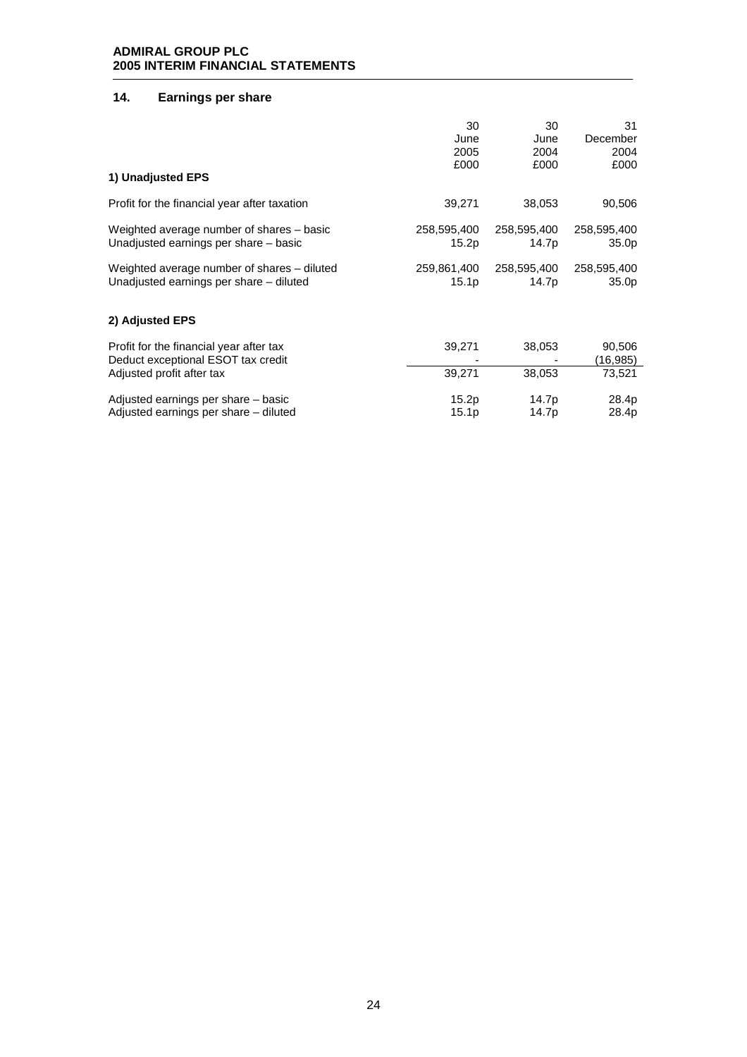## 14. Earnings per share

| | 30 June 2005 £000 | 30 June 2004 £000 | 31 December 2004 £000 |
|---|---|---|---|
| **1) Unadjusted EPS** | | | |
| Profit for the financial year after taxation | 39,271 | 38,053 | 90,506 |
| Weighted average number of shares – basic | 258,595,400 | 258,595,400 | 258,595,400 |
| Unadjusted earnings per share – basic | 15.2p | 14.7p | 35.0p |
| Weighted average number of shares – diluted | 259,861,400 | 258,595,400 | 258,595,400 |
| Unadjusted earnings per share – diluted | 15.1p | 14.7p | 35.0p |
| **2) Adjusted EPS** | | | |
| Profit for the financial year after tax | 39,271 | 38,053 | 90,506 |
| Deduct exceptional ESOT tax credit | - | - | (16,985) |
| Adjusted profit after tax | 39,271 | 38,053 | 73,521 |
| Adjusted earnings per share – basic | 15.2p | 14.7p | 28.4p |
| Adjusted earnings per share – diluted | 15.1p | 14.7p | 28.4p |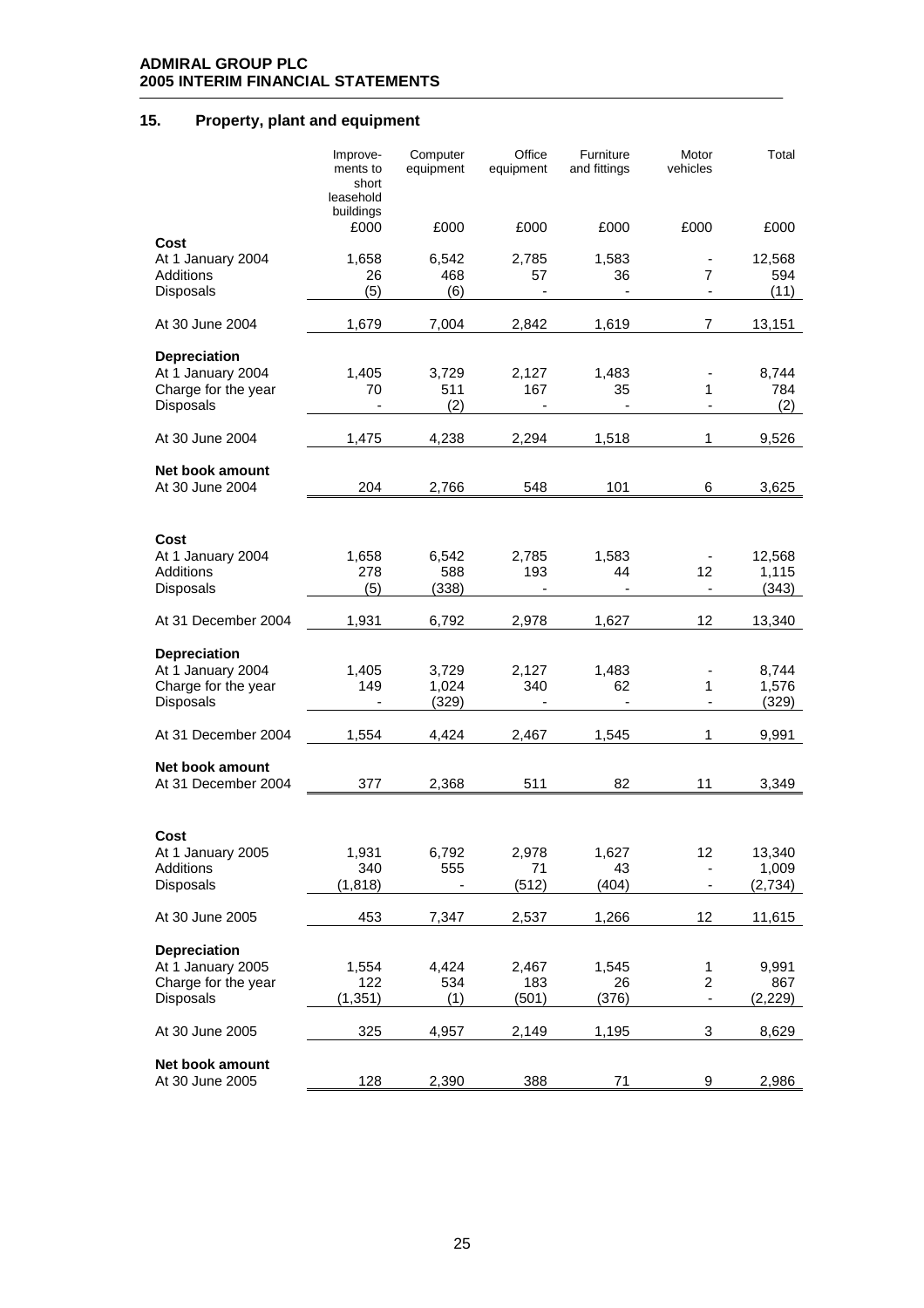## 15. Property, plant and equipment

| | Improvements to short leasehold buildings | Computer equipment | Office equipment | Furniture and fittings | Motor vehicles | Total |
|---|---|---|---|---|---|---|
| | £000 | £000 | £000 | £000 | £000 | £000 |
| **Cost** | | | | | | |
| At 1 January 2004 | 1,658 | 6,542 | 2,785 | 1,583 | - | 12,568 |
| Additions | 26 | 468 | 57 | 36 | 7 | 594 |
| Disposals | (5) | (6) | - | - | - | (11) |
| At 30 June 2004 | 1,679 | 7,004 | 2,842 | 1,619 | 7 | 13,151 |
| **Depreciation** | | | | | | |
| At 1 January 2004 | 1,405 | 3,729 | 2,127 | 1,483 | - | 8,744 |
| Charge for the year | 70 | 511 | 167 | 35 | 1 | 784 |
| Disposals | - | (2) | - | - | - | (2) |
| At 30 June 2004 | 1,475 | 4,238 | 2,294 | 1,518 | 1 | 9,526 |
| **Net book amount** | | | | | | |
| At 30 June 2004 | 204 | 2,766 | 548 | 101 | 6 | 3,625 |
| | | | | | | |
| **Cost** | | | | | | |
| At 1 January 2004 | 1,658 | 6,542 | 2,785 | 1,583 | - | 12,568 |
| Additions | 278 | 588 | 193 | 44 | 12 | 1,115 |
| Disposals | (5) | (338) | - | - | - | (343) |
| At 31 December 2004 | 1,931 | 6,792 | 2,978 | 1,627 | 12 | 13,340 |
| **Depreciation** | | | | | | |
| At 1 January 2004 | 1,405 | 3,729 | 2,127 | 1,483 | - | 8,744 |
| Charge for the year | 149 | 1,024 | 340 | 62 | 1 | 1,576 |
| Disposals | - | (329) | - | - | - | (329) |
| At 31 December 2004 | 1,554 | 4,424 | 2,467 | 1,545 | 1 | 9,991 |
| **Net book amount** | | | | | | |
| At 31 December 2004 | 377 | 2,368 | 511 | 82 | 11 | 3,349 |
| | | | | | | |
| **Cost** | | | | | | |
| At 1 January 2005 | 1,931 | 6,792 | 2,978 | 1,627 | 12 | 13,340 |
| Additions | 340 | 555 | 71 | 43 | - | 1,009 |
| Disposals | (1,818) | - | (512) | (404) | - | (2,734) |
| At 30 June 2005 | 453 | 7,347 | 2,537 | 1,266 | 12 | 11,615 |
| **Depreciation** | | | | | | |
| At 1 January 2005 | 1,554 | 4,424 | 2,467 | 1,545 | 1 | 9,991 |
| Charge for the year | 122 | 534 | 183 | 26 | 2 | 867 |
| Disposals | (1,351) | (1) | (501) | (376) | - | (2,229) |
| At 30 June 2005 | 325 | 4,957 | 2,149 | 1,195 | 3 | 8,629 |
| **Net book amount** | | | | | | |
| At 30 June 2005 | 128 | 2,390 | 388 | 71 | 9 | 2,986 |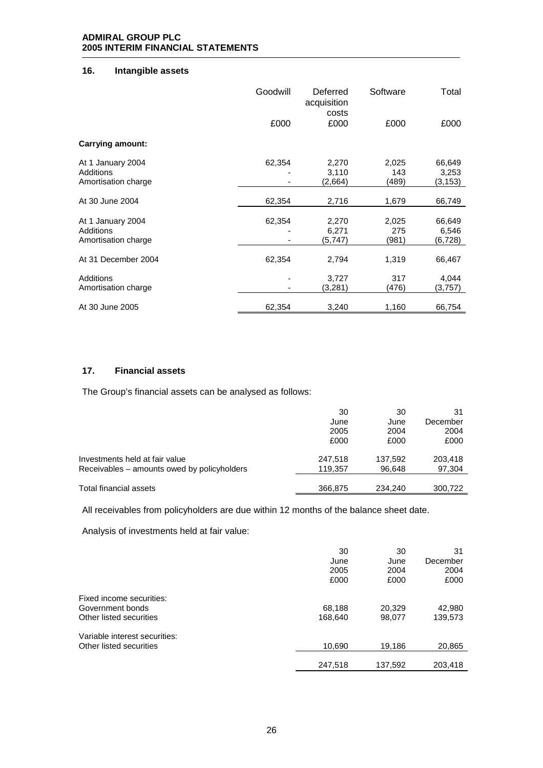## 16. Intangible assets

| | Goodwill | Deferred acquisition costs | Software | Total |
|---|---|---|---|---|
| | £000 | £000 | £000 | £000 |
| **Carrying amount:** | | | | |
| At 1 January 2004 | 62,354 | 2,270 | 2,025 | 66,649 |
| Additions | - | 3,110 | 143 | 3,253 |
| Amortisation charge | - | (2,664) | (489) | (3,153) |
| At 30 June 2004 | 62,354 | 2,716 | 1,679 | 66,749 |
| At 1 January 2004 | 62,354 | 2,270 | 2,025 | 66,649 |
| Additions | - | 6,271 | 275 | 6,546 |
| Amortisation charge | - | (5,747) | (981) | (6,728) |
| At 31 December 2004 | 62,354 | 2,794 | 1,319 | 66,467 |
| Additions | - | 3,727 | 317 | 4,044 |
| Amortisation charge | - | (3,281) | (476) | (3,757) |
| At 30 June 2005 | 62,354 | 3,240 | 1,160 | 66,754 |

## 17. Financial assets

The Group's financial assets can be analysed as follows:

| | 30 June 2005 £000 | 30 June 2004 £000 | 31 December 2004 £000 |
|---|---|---|---|
| Investments held at fair value | 247,518 | 137,592 | 203,418 |
| Receivables – amounts owed by policyholders | 119,357 | 96,648 | 97,304 |
| Total financial assets | 366,875 | 234,240 | 300,722 |

All receivables from policyholders are due within 12 months of the balance sheet date.

Analysis of investments held at fair value:

| | 30 June 2005 £000 | 30 June 2004 £000 | 31 December 2004 £000 |
|---|---|---|---|
| Fixed income securities: | | | |
| Government bonds | 68,188 | 20,329 | 42,980 |
| Other listed securities | 168,640 | 98,077 | 139,573 |
| Variable interest securities: | | | |
| Other listed securities | 10,690 | 19,186 | 20,865 |
| | 247,518 | 137,592 | 203,418 |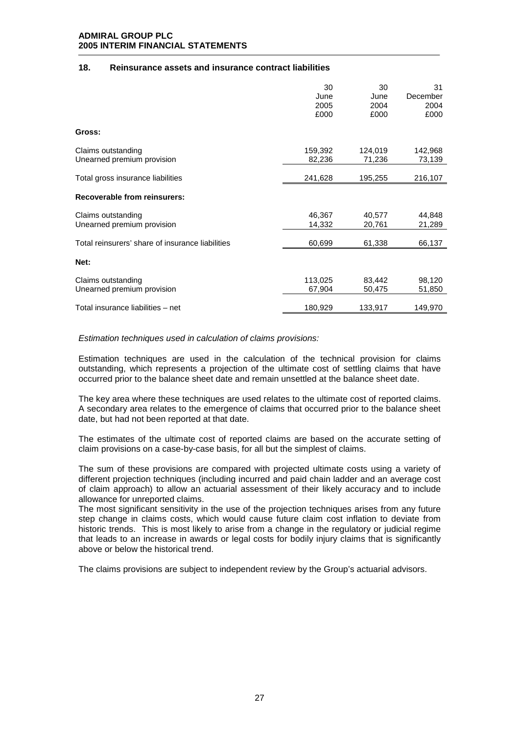## 18. Reinsurance assets and insurance contract liabilities

| | 30 June 2005 £000 | 30 June 2004 £000 | 31 December 2004 £000 |
|---|---|---|---|
| **Gross:** | | | |
| Claims outstanding | 159,392 | 124,019 | 142,968 |
| Unearned premium provision | 82,236 | 71,236 | 73,139 |
| Total gross insurance liabilities | 241,628 | 195,255 | 216,107 |
| **Recoverable from reinsurers:** | | | |
| Claims outstanding | 46,367 | 40,577 | 44,848 |
| Unearned premium provision | 14,332 | 20,761 | 21,289 |
| Total reinsurers' share of insurance liabilities | 60,699 | 61,338 | 66,137 |
| **Net:** | | | |
| Claims outstanding | 113,025 | 83,442 | 98,120 |
| Unearned premium provision | 67,904 | 50,475 | 51,850 |
| Total insurance liabilities – net | 180,929 | 133,917 | 149,970 |

*Estimation techniques used in calculation of claims provisions:*

Estimation techniques are used in the calculation of the technical provision for claims outstanding, which represents a projection of the ultimate cost of settling claims that have occurred prior to the balance sheet date and remain unsettled at the balance sheet date.

The key area where these techniques are used relates to the ultimate cost of reported claims. A secondary area relates to the emergence of claims that occurred prior to the balance sheet date, but had not been reported at that date.

The estimates of the ultimate cost of reported claims are based on the accurate setting of claim provisions on a case-by-case basis, for all but the simplest of claims.

The sum of these provisions are compared with projected ultimate costs using a variety of different projection techniques (including incurred and paid chain ladder and an average cost of claim approach) to allow an actuarial assessment of their likely accuracy and to include allowance for unreported claims.

The most significant sensitivity in the use of the projection techniques arises from any future step change in claims costs, which would cause future claim cost inflation to deviate from historic trends. This is most likely to arise from a change in the regulatory or judicial regime that leads to an increase in awards or legal costs for bodily injury claims that is significantly above or below the historical trend.

The claims provisions are subject to independent review by the Group's actuarial advisors.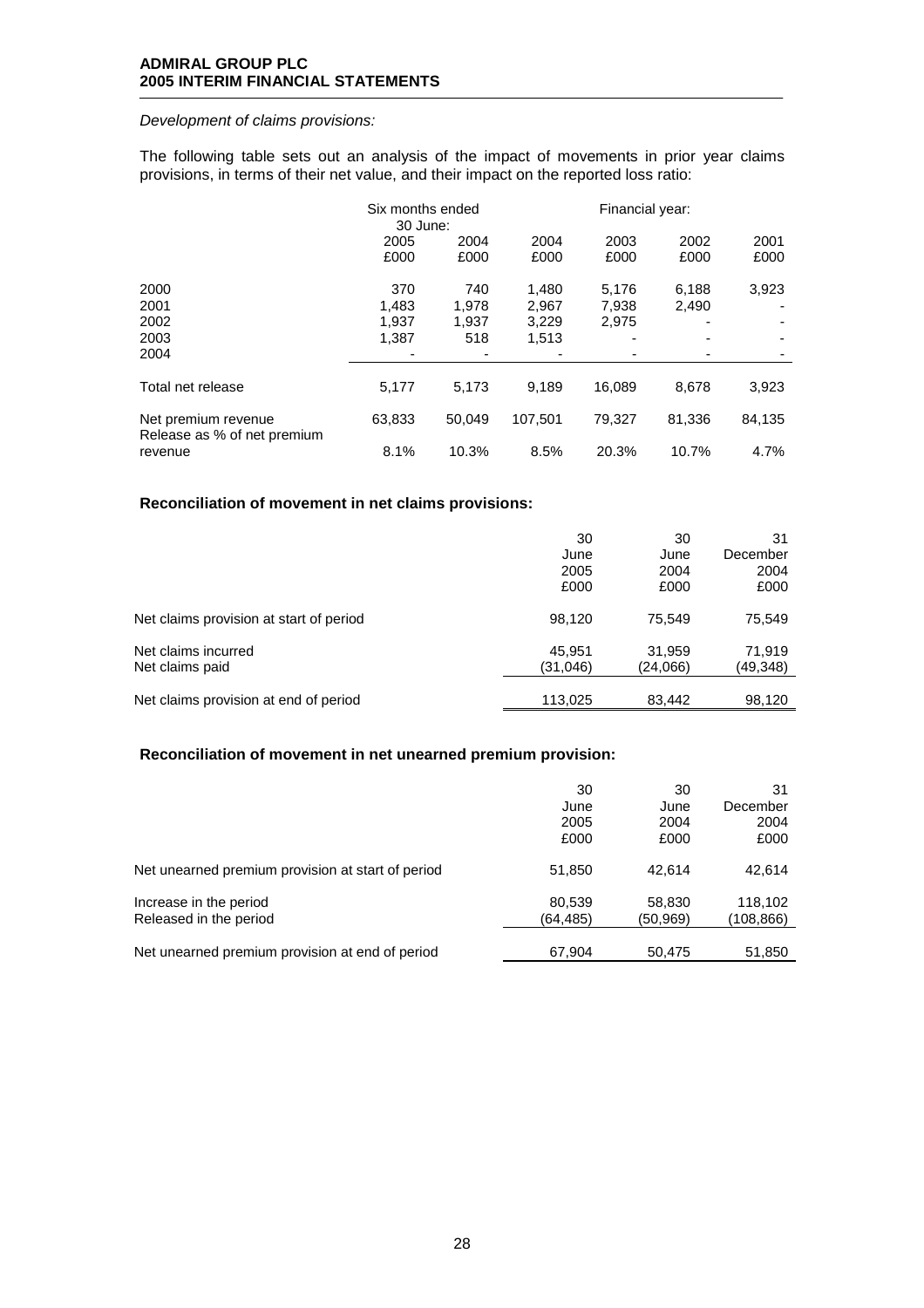*Development of claims provisions:*

The following table sets out an analysis of the impact of movements in prior year claims provisions, in terms of their net value, and their impact on the reported loss ratio:

| | Six months ended 30 June: | | Financial year: | | | |
|---|---|---|---|---|---|---|
| | 2005 | 2004 | 2004 | 2003 | 2002 | 2001 |
| | £000 | £000 | £000 | £000 | £000 | £000 |
| 2000 | 370 | 740 | 1,480 | 5,176 | 6,188 | 3,923 |
| 2001 | 1,483 | 1,978 | 2,967 | 7,938 | 2,490 | - |
| 2002 | 1,937 | 1,937 | 3,229 | 2,975 | - | - |
| 2003 | 1,387 | 518 | 1,513 | - | - | - |
| 2004 | - | - | - | - | - | - |
| Total net release | 5,177 | 5,173 | 9,189 | 16,089 | 8,678 | 3,923 |
| Net premium revenue | 63,833 | 50,049 | 107,501 | 79,327 | 81,336 | 84,135 |
| Release as % of net premium revenue | 8.1% | 10.3% | 8.5% | 20.3% | 10.7% | 4.7% |

**Reconciliation of movement in net claims provisions:**

| | 30 June 2005 £000 | 30 June 2004 £000 | 31 December 2004 £000 |
|---|---|---|---|
| Net claims provision at start of period | 98,120 | 75,549 | 75,549 |
| Net claims incurred | 45,951 | 31,959 | 71,919 |
| Net claims paid | (31,046) | (24,066) | (49,348) |
| Net claims provision at end of period | 113,025 | 83,442 | 98,120 |

**Reconciliation of movement in net unearned premium provision:**

| | 30 June 2005 £000 | 30 June 2004 £000 | 31 December 2004 £000 |
|---|---|---|---|
| Net unearned premium provision at start of period | 51,850 | 42,614 | 42,614 |
| Increase in the period | 80,539 | 58,830 | 118,102 |
| Released in the period | (64,485) | (50,969) | (108,866) |
| Net unearned premium provision at end of period | 67,904 | 50,475 | 51,850 |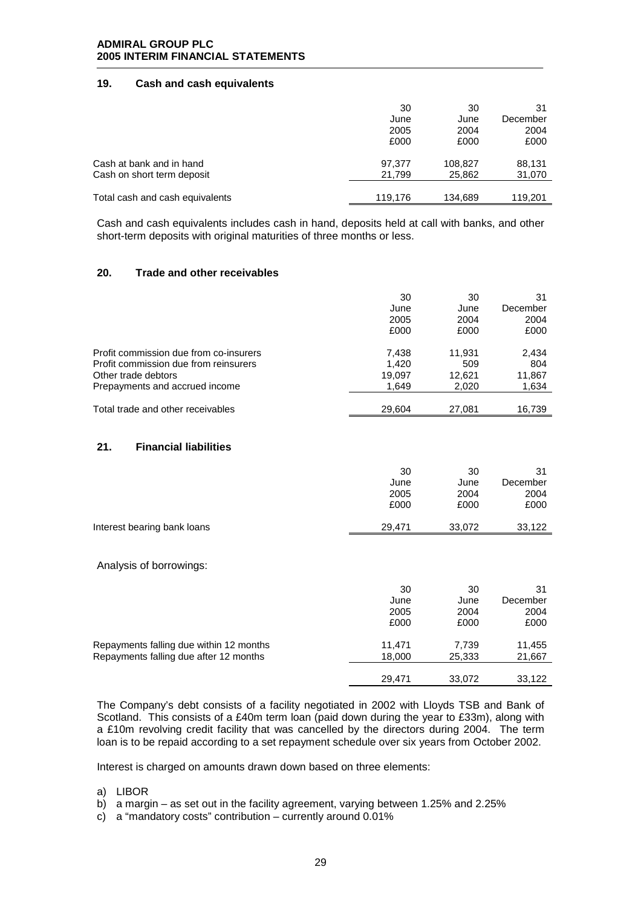## 19. Cash and cash equivalents

| | 30 June 2005 £000 | 30 June 2004 £000 | 31 December 2004 £000 |
|---|---|---|---|
| Cash at bank and in hand | 97,377 | 108,827 | 88,131 |
| Cash on short term deposit | 21,799 | 25,862 | 31,070 |
| Total cash and cash equivalents | 119,176 | 134,689 | 119,201 |

Cash and cash equivalents includes cash in hand, deposits held at call with banks, and other short-term deposits with original maturities of three months or less.

## 20. Trade and other receivables

| | 30 June 2005 £000 | 30 June 2004 £000 | 31 December 2004 £000 |
|---|---|---|---|
| Profit commission due from co-insurers | 7,438 | 11,931 | 2,434 |
| Profit commission due from reinsurers | 1,420 | 509 | 804 |
| Other trade debtors | 19,097 | 12,621 | 11,867 |
| Prepayments and accrued income | 1,649 | 2,020 | 1,634 |
| Total trade and other receivables | 29,604 | 27,081 | 16,739 |

## 21. Financial liabilities

| | 30 June 2005 £000 | 30 June 2004 £000 | 31 December 2004 £000 |
|---|---|---|---|
| Interest bearing bank loans | 29,471 | 33,072 | 33,122 |

Analysis of borrowings:

| | 30 June 2005 £000 | 30 June 2004 £000 | 31 December 2004 £000 |
|---|---|---|---|
| Repayments falling due within 12 months | 11,471 | 7,739 | 11,455 |
| Repayments falling due after 12 months | 18,000 | 25,333 | 21,667 |
| | 29,471 | 33,072 | 33,122 |

The Company's debt consists of a facility negotiated in 2002 with Lloyds TSB and Bank of Scotland. This consists of a £40m term loan (paid down during the year to £33m), along with a £10m revolving credit facility that was cancelled by the directors during 2004. The term loan is to be repaid according to a set repayment schedule over six years from October 2002.

Interest is charged on amounts drawn down based on three elements:

a) LIBOR
b) a margin – as set out in the facility agreement, varying between 1.25% and 2.25%
c) a "mandatory costs" contribution – currently around 0.01%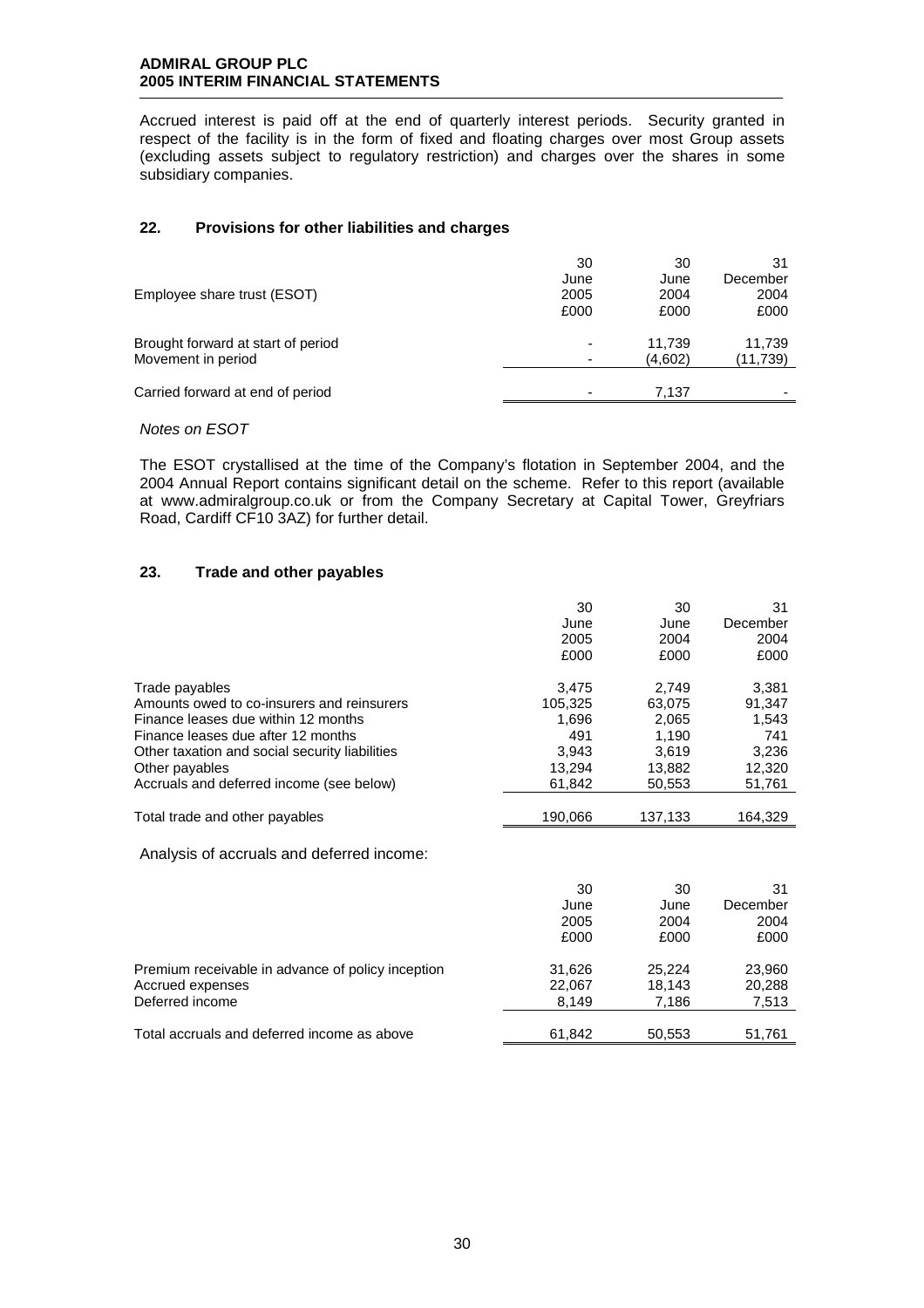Accrued interest is paid off at the end of quarterly interest periods. Security granted in respect of the facility is in the form of fixed and floating charges over most Group assets (excluding assets subject to regulatory restriction) and charges over the shares in some subsidiary companies.

## 22. Provisions for other liabilities and charges

| Employee share trust (ESOT) | 30 June 2005 £000 | 30 June 2004 £000 | 31 December 2004 £000 |
|---|---|---|---|
| Brought forward at start of period | - | 11,739 | 11,739 |
| Movement in period | - | (4,602) | (11,739) |
| Carried forward at end of period | - | 7,137 | - |

*Notes on ESOT*

The ESOT crystallised at the time of the Company's flotation in September 2004, and the 2004 Annual Report contains significant detail on the scheme. Refer to this report (available at www.admiralgroup.co.uk or from the Company Secretary at Capital Tower, Greyfriars Road, Cardiff CF10 3AZ) for further detail.

## 23. Trade and other payables

| | 30 June 2005 £000 | 30 June 2004 £000 | 31 December 2004 £000 |
|---|---|---|---|
| Trade payables | 3,475 | 2,749 | 3,381 |
| Amounts owed to co-insurers and reinsurers | 105,325 | 63,075 | 91,347 |
| Finance leases due within 12 months | 1,696 | 2,065 | 1,543 |
| Finance leases due after 12 months | 491 | 1,190 | 741 |
| Other taxation and social security liabilities | 3,943 | 3,619 | 3,236 |
| Other payables | 13,294 | 13,882 | 12,320 |
| Accruals and deferred income (see below) | 61,842 | 50,553 | 51,761 |
| Total trade and other payables | 190,066 | 137,133 | 164,329 |

Analysis of accruals and deferred income:

| | 30 June 2005 £000 | 30 June 2004 £000 | 31 December 2004 £000 |
|---|---|---|---|
| Premium receivable in advance of policy inception | 31,626 | 25,224 | 23,960 |
| Accrued expenses | 22,067 | 18,143 | 20,288 |
| Deferred income | 8,149 | 7,186 | 7,513 |
| Total accruals and deferred income as above | 61,842 | 50,553 | 51,761 |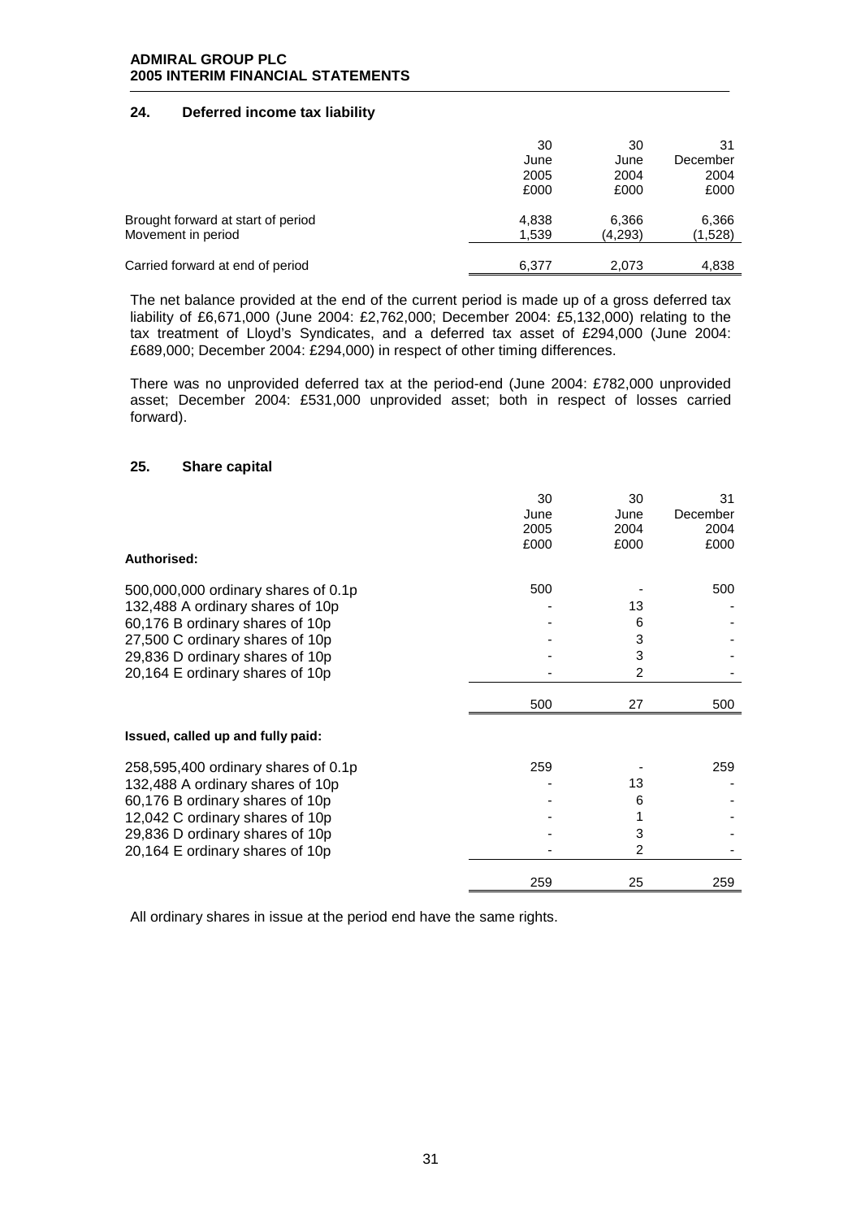## 24. Deferred income tax liability

| | 30 June 2005 £000 | 30 June 2004 £000 | 31 December 2004 £000 |
|---|---|---|---|
| Brought forward at start of period | 4,838 | 6,366 | 6,366 |
| Movement in period | 1,539 | (4,293) | (1,528) |
| Carried forward at end of period | 6,377 | 2,073 | 4,838 |

The net balance provided at the end of the current period is made up of a gross deferred tax liability of £6,671,000 (June 2004: £2,762,000; December 2004: £5,132,000) relating to the tax treatment of Lloyd's Syndicates, and a deferred tax asset of £294,000 (June 2004: £689,000; December 2004: £294,000) in respect of other timing differences.

There was no unprovided deferred tax at the period-end (June 2004: £782,000 unprovided asset; December 2004: £531,000 unprovided asset; both in respect of losses carried forward).

## 25. Share capital

| | 30 June 2005 £000 | 30 June 2004 £000 | 31 December 2004 £000 |
|---|---|---|---|
| **Authorised:** | | | |
| 500,000,000 ordinary shares of 0.1p | 500 | - | 500 |
| 132,488 A ordinary shares of 10p | - | 13 | - |
| 60,176 B ordinary shares of 10p | - | 6 | - |
| 27,500 C ordinary shares of 10p | - | 3 | - |
| 29,836 D ordinary shares of 10p | - | 3 | - |
| 20,164 E ordinary shares of 10p | - | 2 | - |
| | 500 | 27 | 500 |
| **Issued, called up and fully paid:** | | | |
| 258,595,400 ordinary shares of 0.1p | 259 | - | 259 |
| 132,488 A ordinary shares of 10p | - | 13 | - |
| 60,176 B ordinary shares of 10p | - | 6 | - |
| 12,042 C ordinary shares of 10p | - | 1 | - |
| 29,836 D ordinary shares of 10p | - | 3 | - |
| 20,164 E ordinary shares of 10p | - | 2 | - |
| | 259 | 25 | 259 |

All ordinary shares in issue at the period end have the same rights.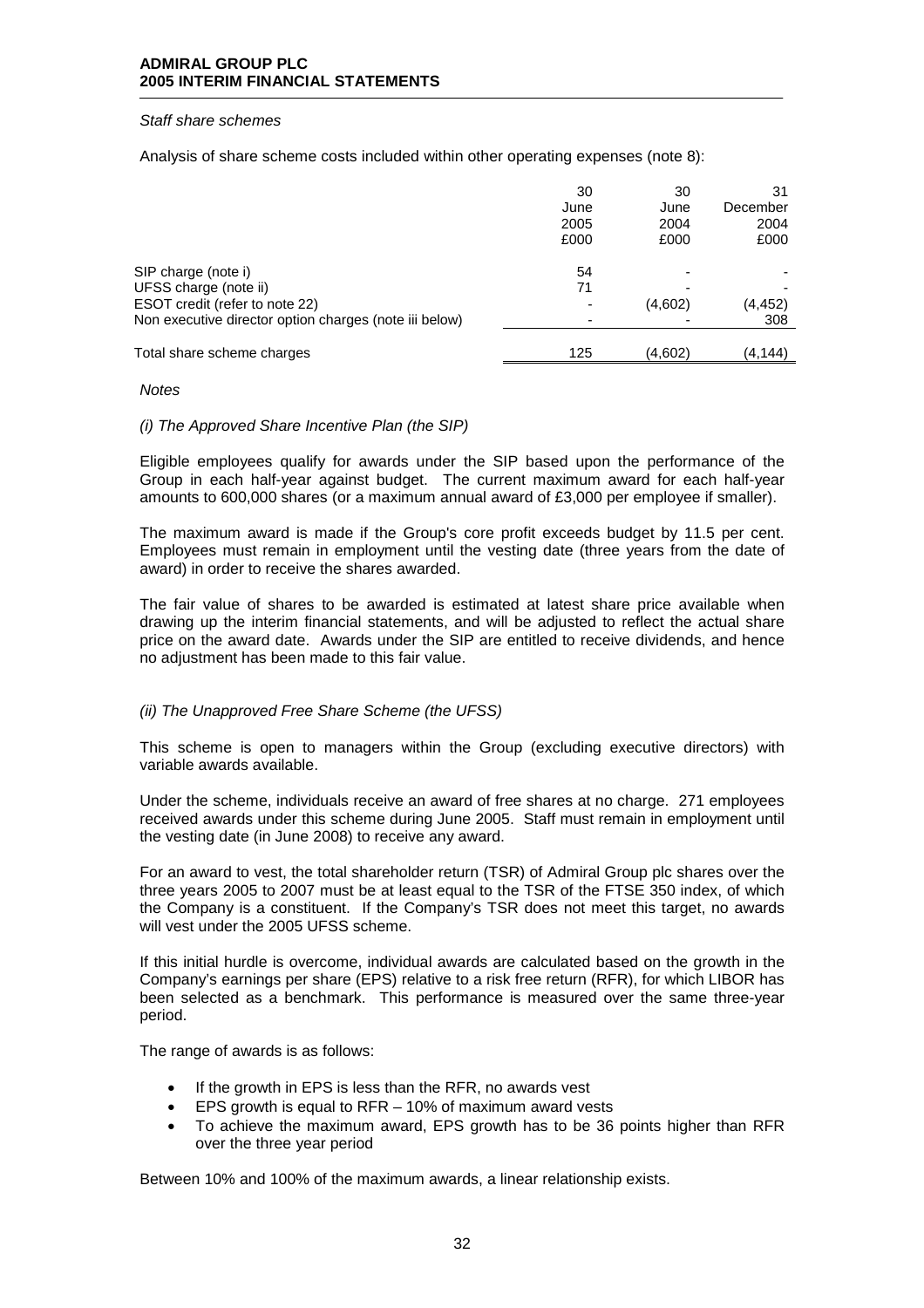*Staff share schemes*

Analysis of share scheme costs included within other operating expenses (note 8):

| | 30 June 2005 £000 | 30 June 2004 £000 | 31 December 2004 £000 |
|---|---|---|---|
| SIP charge (note i) | 54 | - | - |
| UFSS charge (note ii) | 71 | - | - |
| ESOT credit (refer to note 22) | - | (4,602) | (4,452) |
| Non executive director option charges (note iii below) | - | - | 308 |
| Total share scheme charges | 125 | (4,602) | (4,144) |

*Notes*

*(i) The Approved Share Incentive Plan (the SIP)*

Eligible employees qualify for awards under the SIP based upon the performance of the Group in each half-year against budget. The current maximum award for each half-year amounts to 600,000 shares (or a maximum annual award of £3,000 per employee if smaller).

The maximum award is made if the Group's core profit exceeds budget by 11.5 per cent. Employees must remain in employment until the vesting date (three years from the date of award) in order to receive the shares awarded.

The fair value of shares to be awarded is estimated at latest share price available when drawing up the interim financial statements, and will be adjusted to reflect the actual share price on the award date. Awards under the SIP are entitled to receive dividends, and hence no adjustment has been made to this fair value.

*(ii) The Unapproved Free Share Scheme (the UFSS)*

This scheme is open to managers within the Group (excluding executive directors) with variable awards available.

Under the scheme, individuals receive an award of free shares at no charge. 271 employees received awards under this scheme during June 2005. Staff must remain in employment until the vesting date (in June 2008) to receive any award.

For an award to vest, the total shareholder return (TSR) of Admiral Group plc shares over the three years 2005 to 2007 must be at least equal to the TSR of the FTSE 350 index, of which the Company is a constituent. If the Company's TSR does not meet this target, no awards will vest under the 2005 UFSS scheme.

If this initial hurdle is overcome, individual awards are calculated based on the growth in the Company's earnings per share (EPS) relative to a risk free return (RFR), for which LIBOR has been selected as a benchmark. This performance is measured over the same three-year period.

The range of awards is as follows:

- If the growth in EPS is less than the RFR, no awards vest
- EPS growth is equal to RFR – 10% of maximum award vests
- To achieve the maximum award, EPS growth has to be 36 points higher than RFR over the three year period

Between 10% and 100% of the maximum awards, a linear relationship exists.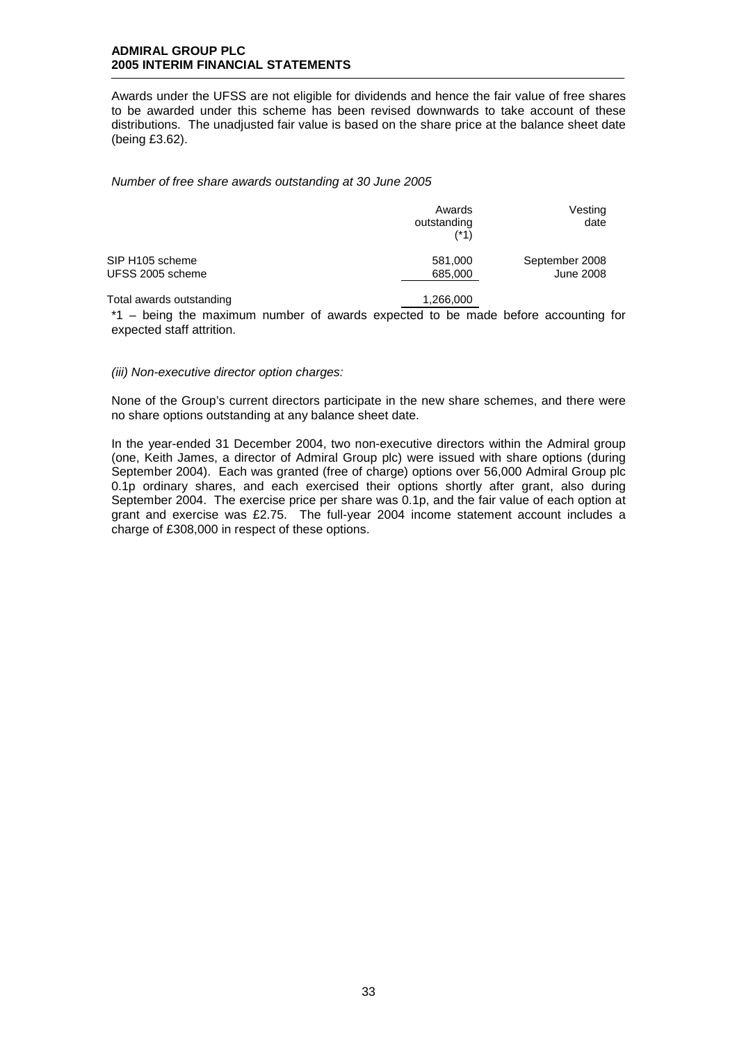Awards under the UFSS are not eligible for dividends and hence the fair value of free shares to be awarded under this scheme has been revised downwards to take account of these distributions. The unadjusted fair value is based on the share price at the balance sheet date (being £3.62).

*Number of free share awards outstanding at 30 June 2005*

| | Awards outstanding (*1) | Vesting date |
|---|---|---|
| SIP H105 scheme | 581,000 | September 2008 |
| UFSS 2005 scheme | 685,000 | June 2008 |
| Total awards outstanding | 1,266,000 | |

*1 – being the maximum number of awards expected to be made before accounting for expected staff attrition.

*(iii) Non-executive director option charges:*

None of the Group's current directors participate in the new share schemes, and there were no share options outstanding at any balance sheet date.

In the year-ended 31 December 2004, two non-executive directors within the Admiral group (one, Keith James, a director of Admiral Group plc) were issued with share options (during September 2004). Each was granted (free of charge) options over 56,000 Admiral Group plc 0.1p ordinary shares, and each exercised their options shortly after grant, also during September 2004. The exercise price per share was 0.1p, and the fair value of each option at grant and exercise was £2.75. The full-year 2004 income statement account includes a charge of £308,000 in respect of these options.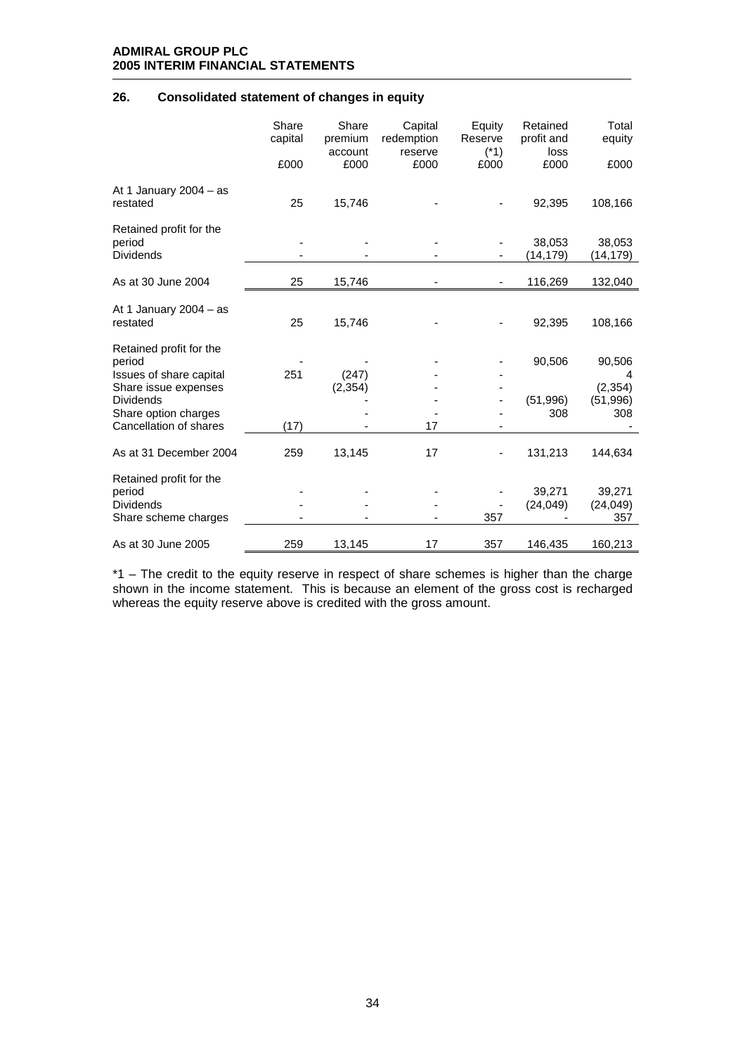## 26. Consolidated statement of changes in equity

| | Share capital | Share premium account | Capital redemption reserve | Equity Reserve (*1) | Retained profit and loss | Total equity |
|---|---|---|---|---|---|---|
| | £000 | £000 | £000 | £000 | £000 | £000 |
| At 1 January 2004 – as restated | 25 | 15,746 | - | - | 92,395 | 108,166 |
| Retained profit for the period | - | - | - | - | 38,053 | 38,053 |
| Dividends | - | - | - | - | (14,179) | (14,179) |
| As at 30 June 2004 | 25 | 15,746 | - | - | 116,269 | 132,040 |
| At 1 January 2004 – as restated | 25 | 15,746 | - | - | 92,395 | 108,166 |
| Retained profit for the period | - | - | - | - | 90,506 | 90,506 |
| Issues of share capital | 251 | (247) | - | - | | 4 |
| Share issue expenses | | (2,354) | - | - | | (2,354) |
| Dividends | | - | - | - | (51,996) | (51,996) |
| Share option charges | | - | - | - | 308 | 308 |
| Cancellation of shares | (17) | - | 17 | - | | - |
| As at 31 December 2004 | 259 | 13,145 | 17 | - | 131,213 | 144,634 |
| Retained profit for the period | - | - | - | - | 39,271 | 39,271 |
| Dividends | - | - | - | - | (24,049) | (24,049) |
| Share scheme charges | - | - | - | 357 | - | 357 |
| As at 30 June 2005 | 259 | 13,145 | 17 | 357 | 146,435 | 160,213 |

*1 – The credit to the equity reserve in respect of share schemes is higher than the charge shown in the income statement. This is because an element of the gross cost is recharged whereas the equity reserve above is credited with the gross amount.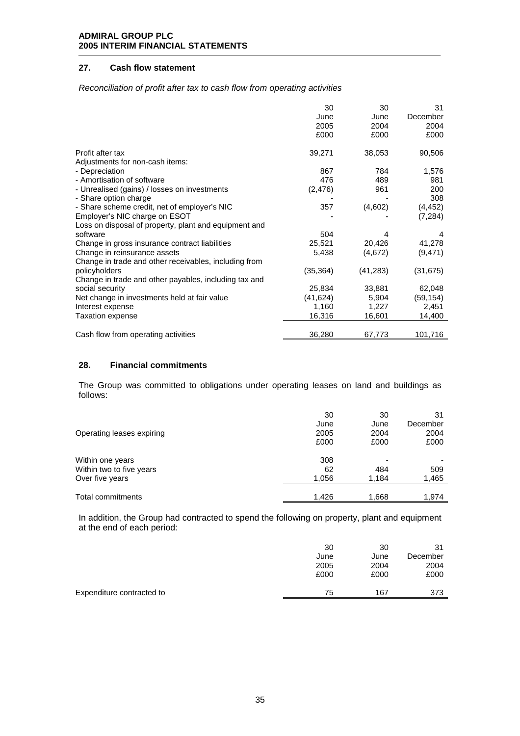## 27. Cash flow statement

*Reconciliation of profit after tax to cash flow from operating activities*

| | 30 June 2005 £000 | 30 June 2004 £000 | 31 December 2004 £000 |
|---|---|---|---|
| Profit after tax | 39,271 | 38,053 | 90,506 |
| Adjustments for non-cash items: | | | |
| - Depreciation | 867 | 784 | 1,576 |
| - Amortisation of software | 476 | 489 | 981 |
| - Unrealised (gains) / losses on investments | (2,476) | 961 | 200 |
| - Share option charge | - | - | 308 |
| - Share scheme credit, net of employer's NIC | 357 | (4,602) | (4,452) |
| Employer's NIC charge on ESOT | - | - | (7,284) |
| Loss on disposal of property, plant and equipment and software | 504 | 4 | 4 |
| Change in gross insurance contract liabilities | 25,521 | 20,426 | 41,278 |
| Change in reinsurance assets | 5,438 | (4,672) | (9,471) |
| Change in trade and other receivables, including from policyholders | (35,364) | (41,283) | (31,675) |
| Change in trade and other payables, including tax and social security | 25,834 | 33,881 | 62,048 |
| Net change in investments held at fair value | (41,624) | 5,904 | (59,154) |
| Interest expense | 1,160 | 1,227 | 2,451 |
| Taxation expense | 16,316 | 16,601 | 14,400 |
| Cash flow from operating activities | 36,280 | 67,773 | 101,716 |

## 28. Financial commitments

The Group was committed to obligations under operating leases on land and buildings as follows:

| Operating leases expiring | 30 June 2005 £000 | 30 June 2004 £000 | 31 December 2004 £000 |
|---|---|---|---|
| Within one years | 308 | - | - |
| Within two to five years | 62 | 484 | 509 |
| Over five years | 1,056 | 1,184 | 1,465 |
| Total commitments | 1,426 | 1,668 | 1,974 |

In addition, the Group had contracted to spend the following on property, plant and equipment at the end of each period:

| | 30 June 2005 £000 | 30 June 2004 £000 | 31 December 2004 £000 |
|---|---|---|---|
| Expenditure contracted to | 75 | 167 | 373 |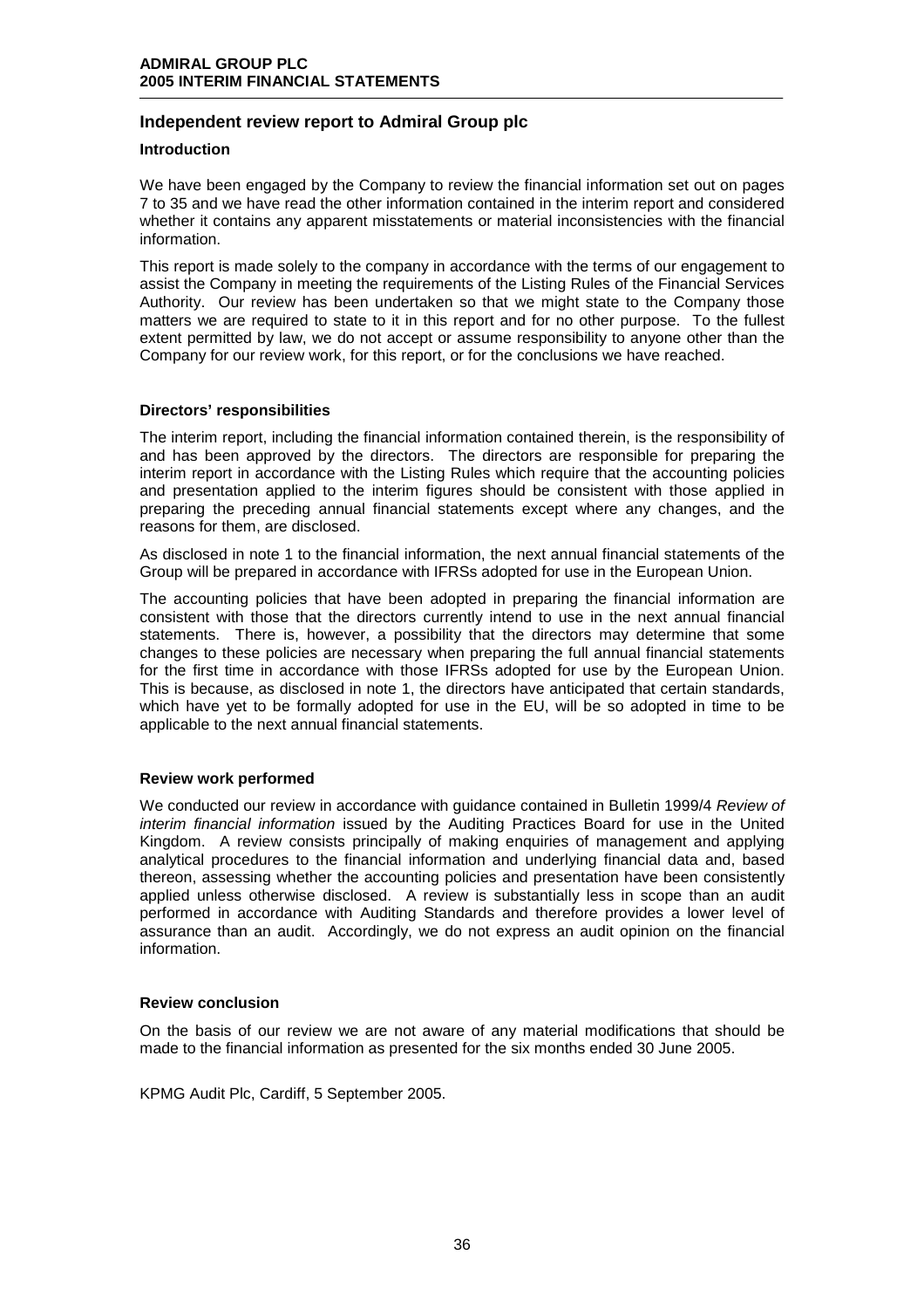## Independent review report to Admiral Group plc

### Introduction

We have been engaged by the Company to review the financial information set out on pages 7 to 35 and we have read the other information contained in the interim report and considered whether it contains any apparent misstatements or material inconsistencies with the financial information.

This report is made solely to the company in accordance with the terms of our engagement to assist the Company in meeting the requirements of the Listing Rules of the Financial Services Authority. Our review has been undertaken so that we might state to the Company those matters we are required to state to it in this report and for no other purpose. To the fullest extent permitted by law, we do not accept or assume responsibility to anyone other than the Company for our review work, for this report, or for the conclusions we have reached.

### Directors' responsibilities

The interim report, including the financial information contained therein, is the responsibility of and has been approved by the directors. The directors are responsible for preparing the interim report in accordance with the Listing Rules which require that the accounting policies and presentation applied to the interim figures should be consistent with those applied in preparing the preceding annual financial statements except where any changes, and the reasons for them, are disclosed.

As disclosed in note 1 to the financial information, the next annual financial statements of the Group will be prepared in accordance with IFRSs adopted for use in the European Union.

The accounting policies that have been adopted in preparing the financial information are consistent with those that the directors currently intend to use in the next annual financial statements. There is, however, a possibility that the directors may determine that some changes to these policies are necessary when preparing the full annual financial statements for the first time in accordance with those IFRSs adopted for use by the European Union. This is because, as disclosed in note 1, the directors have anticipated that certain standards, which have yet to be formally adopted for use in the EU, will be so adopted in time to be applicable to the next annual financial statements.

### Review work performed

We conducted our review in accordance with guidance contained in Bulletin 1999/4 *Review of interim financial information* issued by the Auditing Practices Board for use in the United Kingdom. A review consists principally of making enquiries of management and applying analytical procedures to the financial information and underlying financial data and, based thereon, assessing whether the accounting policies and presentation have been consistently applied unless otherwise disclosed. A review is substantially less in scope than an audit performed in accordance with Auditing Standards and therefore provides a lower level of assurance than an audit. Accordingly, we do not express an audit opinion on the financial information.

### Review conclusion

On the basis of our review we are not aware of any material modifications that should be made to the financial information as presented for the six months ended 30 June 2005.

KPMG Audit Plc, Cardiff, 5 September 2005.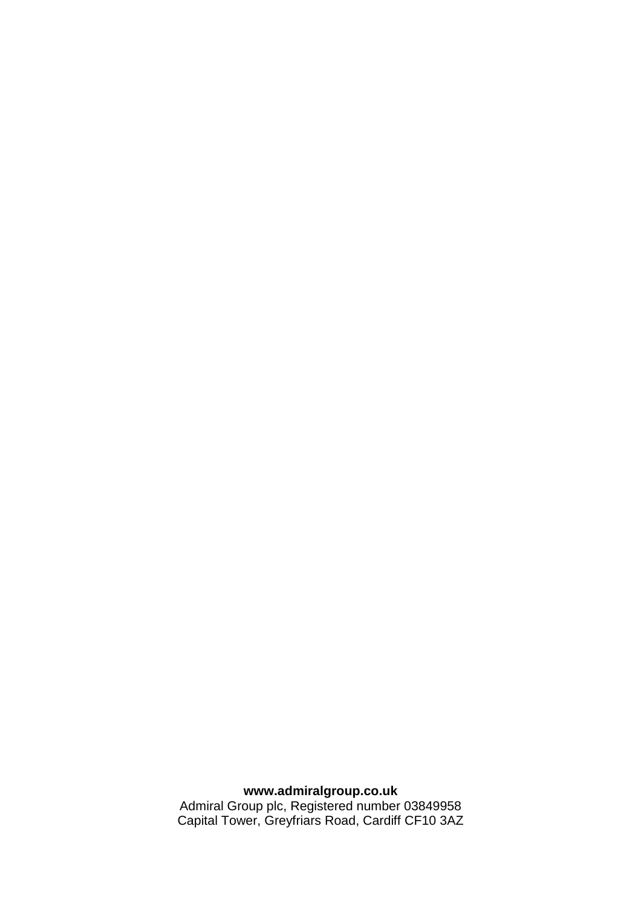**www.admiralgroup.co.uk**
Admiral Group plc, Registered number 03849958
Capital Tower, Greyfriars Road, Cardiff CF10 3AZ